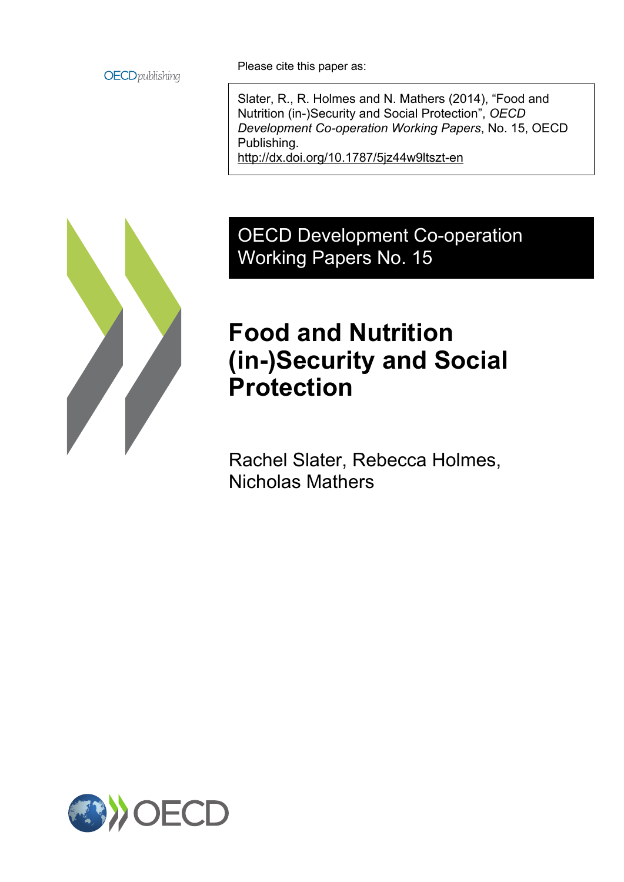OECD*publishing*

Please cite this paper as:

Slater, R., R. Holmes and N. Mathers (2014), "Food and Nutrition (in-)Security and Social Protection", *OECD Development Co-operation Working Papers*, No. 15, OECD Publishing.
http://dx.doi.org/10.1787/5jz44w9ltszt-en

OECD Development Co-operation Working Papers No. 15

# Food and Nutrition (in-)Security and Social Protection

Rachel Slater, Rebecca Holmes, Nicholas Mathers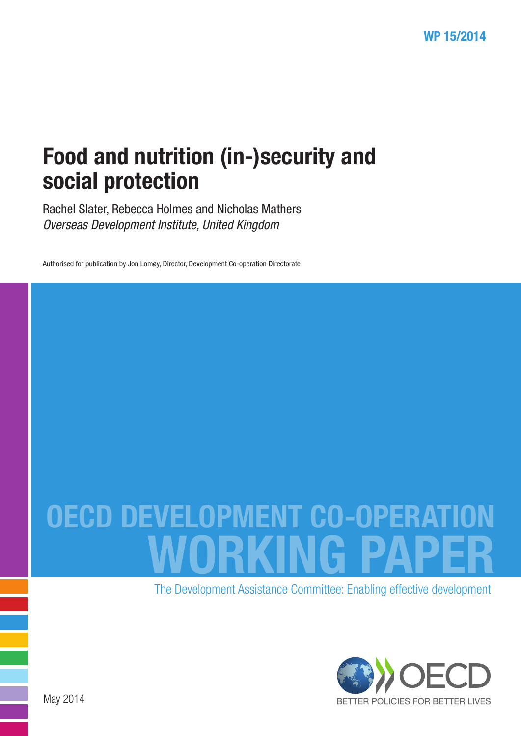WP 15/2014

# Food and nutrition (in-)security and social protection

Rachel Slater, Rebecca Holmes and Nicholas Mathers
*Overseas Development Institute, United Kingdom*

Authorised for publication by Jon Lomøy, Director, Development Co-operation Directorate

OECD DEVELOPMENT CO-OPERATION
WORKING PAPER

The Development Assistance Committee: Enabling effective development

OECD
BETTER POLICIES FOR BETTER LIVES

May 2014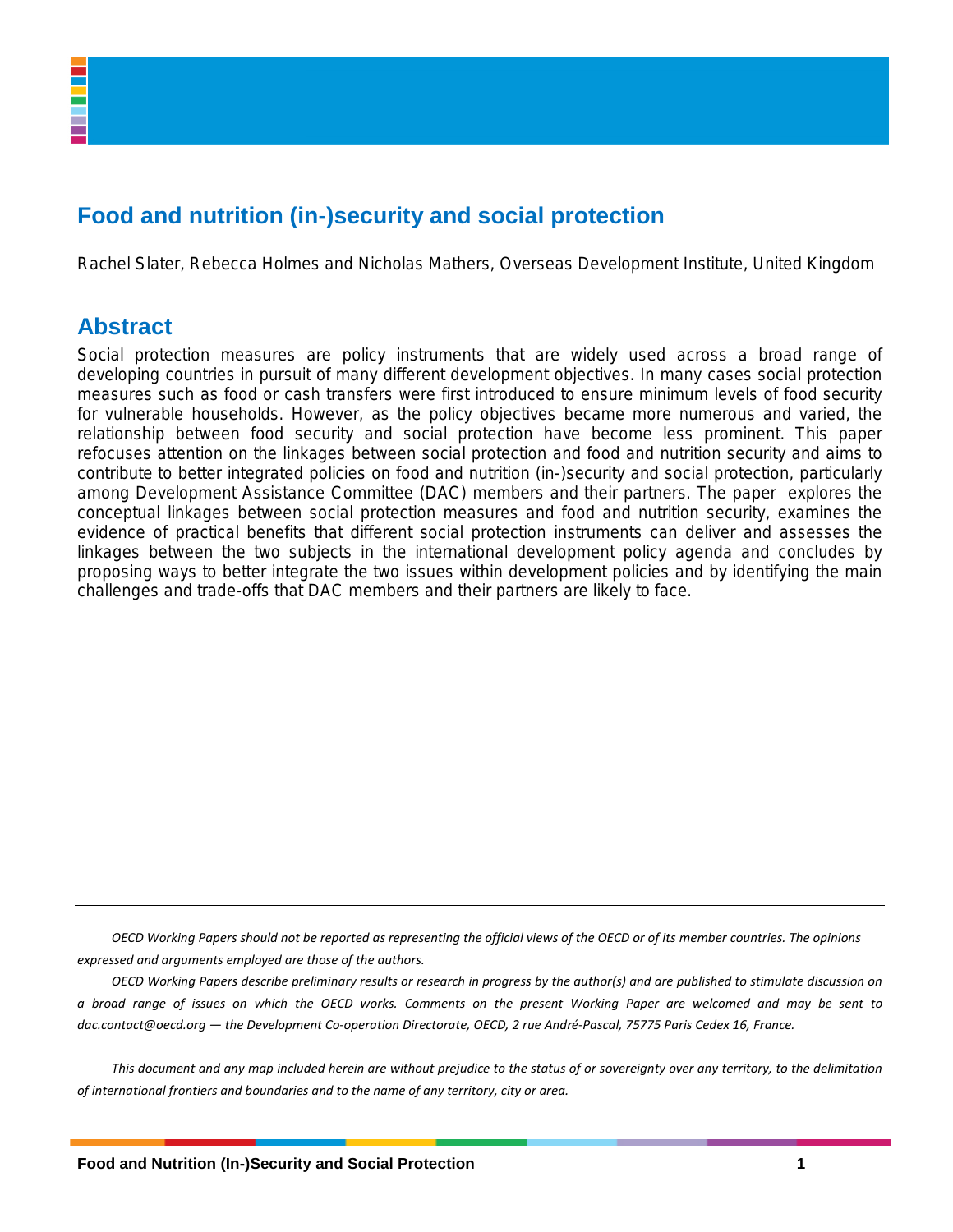# Food and nutrition (in-)security and social protection

Rachel Slater, Rebecca Holmes and Nicholas Mathers, Overseas Development Institute, United Kingdom

## Abstract

Social protection measures are policy instruments that are widely used across a broad range of developing countries in pursuit of many different development objectives. In many cases social protection measures such as food or cash transfers were first introduced to ensure minimum levels of food security for vulnerable households. However, as the policy objectives became more numerous and varied, the relationship between food security and social protection have become less prominent. This paper refocuses attention on the linkages between social protection and food and nutrition security and aims to contribute to better integrated policies on food and nutrition (in-)security and social protection, particularly among Development Assistance Committee (DAC) members and their partners. The paper explores the conceptual linkages between social protection measures and food and nutrition security, examines the evidence of practical benefits that different social protection instruments can deliver and assesses the linkages between the two subjects in the international development policy agenda and concludes by proposing ways to better integrate the two issues within development policies and by identifying the main challenges and trade-offs that DAC members and their partners are likely to face.

---

*OECD Working Papers should not be reported as representing the official views of the OECD or of its member countries. The opinions expressed and arguments employed are those of the authors.*

*OECD Working Papers describe preliminary results or research in progress by the author(s) and are published to stimulate discussion on a broad range of issues on which the OECD works. Comments on the present Working Paper are welcomed and may be sent to dac.contact@oecd.org — the Development Co-operation Directorate, OECD, 2 rue André-Pascal, 75775 Paris Cedex 16, France.*

*This document and any map included herein are without prejudice to the status of or sovereignty over any territory, to the delimitation of international frontiers and boundaries and to the name of any territory, city or area.*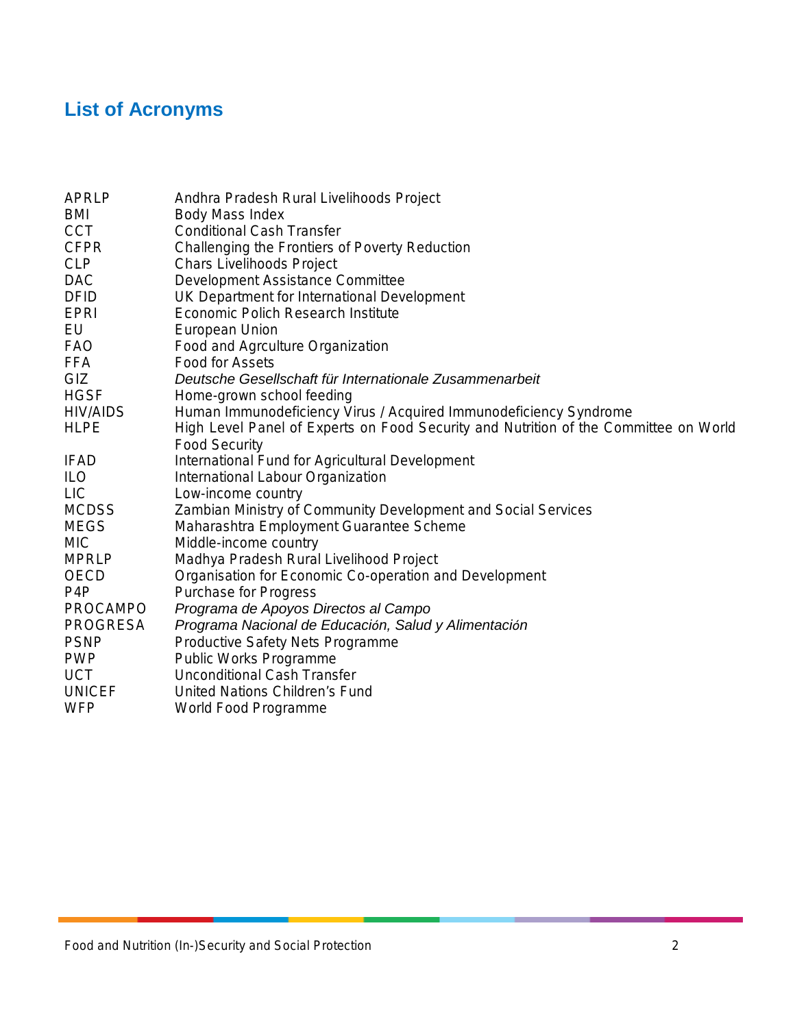## List of Acronyms

| | |
|---|---|
| APRLP | Andhra Pradesh Rural Livelihoods Project |
| BMI | Body Mass Index |
| CCT | Conditional Cash Transfer |
| CFPR | Challenging the Frontiers of Poverty Reduction |
| CLP | Chars Livelihoods Project |
| DAC | Development Assistance Committee |
| DFID | UK Department for International Development |
| EPRI | Economic Polich Research Institute |
| EU | European Union |
| FAO | Food and Agrculture Organization |
| FFA | Food for Assets |
| GIZ | *Deutsche Gesellschaft für Internationale Zusammenarbeit* |
| HGSF | Home-grown school feeding |
| HIV/AIDS | Human Immunodeficiency Virus / Acquired Immunodeficiency Syndrome |
| HLPE | High Level Panel of Experts on Food Security and Nutrition of the Committee on World Food Security |
| IFAD | International Fund for Agricultural Development |
| ILO | International Labour Organization |
| LIC | Low-income country |
| MCDSS | Zambian Ministry of Community Development and Social Services |
| MEGS | Maharashtra Employment Guarantee Scheme |
| MIC | Middle-income country |
| MPRLP | Madhya Pradesh Rural Livelihood Project |
| OECD | Organisation for Economic Co-operation and Development |
| P4P | Purchase for Progress |
| PROCAMPO | *Programa de Apoyos Directos al Campo* |
| PROGRESA | *Programa Nacional de Educación, Salud y Alimentación* |
| PSNP | Productive Safety Nets Programme |
| PWP | Public Works Programme |
| UCT | Unconditional Cash Transfer |
| UNICEF | United Nations Children's Fund |
| WFP | World Food Programme |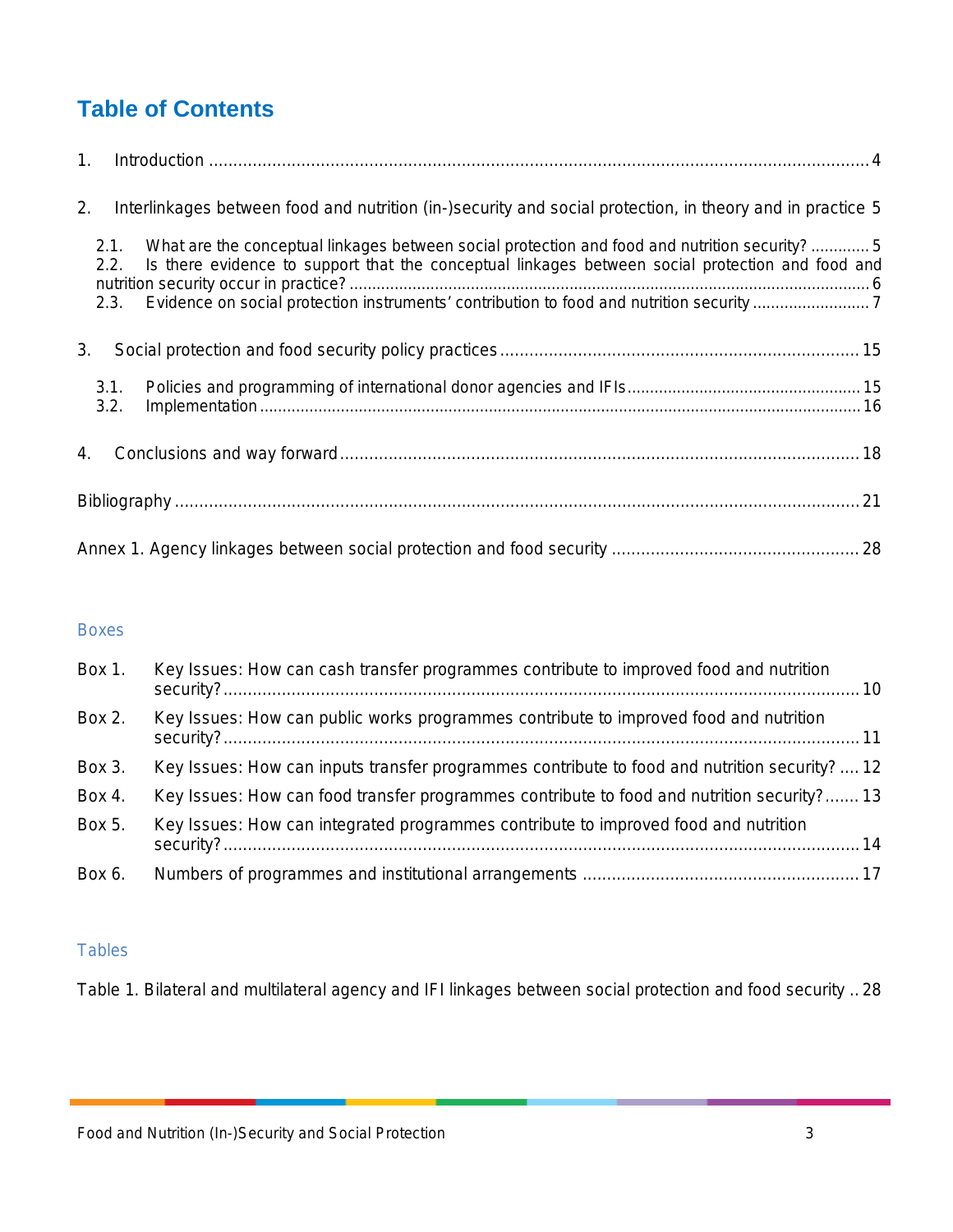# Table of Contents

1. Introduction ........................................................................................................................................... 4

2. Interlinkages between food and nutrition (in-)security and social protection, in theory and in practice 5

   2.1. What are the conceptual linkages between social protection and food and nutrition security? ............. 5

   2.2. Is there evidence to support that the conceptual linkages between social protection and food and nutrition security occur in practice? ................................................................................................................... 6

   2.3. Evidence on social protection instruments' contribution to food and nutrition security .......................... 7

3. Social protection and food security policy practices ........................................................................... 15

   3.1. Policies and programming of international donor agencies and IFIs ................................................... 15

   3.2. Implementation .................................................................................................................................... 16

4. Conclusions and way forward ............................................................................................................ 18

Bibliography .............................................................................................................................................. 21

Annex 1. Agency linkages between social protection and food security .................................................. 28

## Boxes

Box 1. Key Issues: How can cash transfer programmes contribute to improved food and nutrition security? ................................................................................................................................... 10

Box 2. Key Issues: How can public works programmes contribute to improved food and nutrition security? ................................................................................................................................... 11

Box 3. Key Issues: How can inputs transfer programmes contribute to food and nutrition security? .... 12

Box 4. Key Issues: How can food transfer programmes contribute to food and nutrition security? ....... 13

Box 5. Key Issues: How can integrated programmes contribute to improved food and nutrition security? ................................................................................................................................... 14

Box 6. Numbers of programmes and institutional arrangements ........................................................ 17

## Tables

Table 1. Bilateral and multilateral agency and IFI linkages between social protection and food security .. 28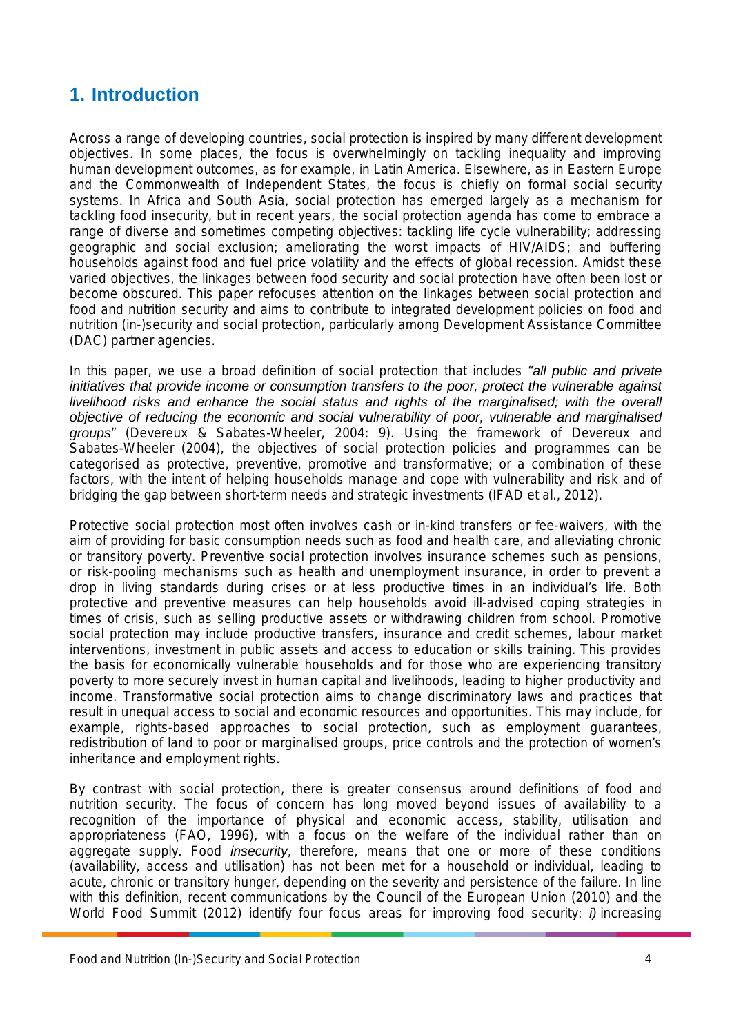# 1. Introduction

Across a range of developing countries, social protection is inspired by many different development objectives. In some places, the focus is overwhelmingly on tackling inequality and improving human development outcomes, as for example, in Latin America. Elsewhere, as in Eastern Europe and the Commonwealth of Independent States, the focus is chiefly on formal social security systems. In Africa and South Asia, social protection has emerged largely as a mechanism for tackling food insecurity, but in recent years, the social protection agenda has come to embrace a range of diverse and sometimes competing objectives: tackling life cycle vulnerability; addressing geographic and social exclusion; ameliorating the worst impacts of HIV/AIDS; and buffering households against food and fuel price volatility and the effects of global recession. Amidst these varied objectives, the linkages between food security and social protection have often been lost or become obscured. This paper refocuses attention on the linkages between social protection and food and nutrition security and aims to contribute to integrated development policies on food and nutrition (in-)security and social protection, particularly among Development Assistance Committee (DAC) partner agencies.

In this paper, we use a broad definition of social protection that includes "*all public and private initiatives that provide income or consumption transfers to the poor, protect the vulnerable against livelihood risks and enhance the social status and rights of the marginalised; with the overall objective of reducing the economic and social vulnerability of poor, vulnerable and marginalised groups*" (Devereux & Sabates-Wheeler, 2004: 9). Using the framework of Devereux and Sabates-Wheeler (2004), the objectives of social protection policies and programmes can be categorised as protective, preventive, promotive and transformative; or a combination of these factors, with the intent of helping households manage and cope with vulnerability and risk and of bridging the gap between short-term needs and strategic investments (IFAD et al., 2012).

Protective social protection most often involves cash or in-kind transfers or fee-waivers, with the aim of providing for basic consumption needs such as food and health care, and alleviating chronic or transitory poverty. Preventive social protection involves insurance schemes such as pensions, or risk-pooling mechanisms such as health and unemployment insurance, in order to prevent a drop in living standards during crises or at less productive times in an individual's life. Both protective and preventive measures can help households avoid ill-advised coping strategies in times of crisis, such as selling productive assets or withdrawing children from school. Promotive social protection may include productive transfers, insurance and credit schemes, labour market interventions, investment in public assets and access to education or skills training. This provides the basis for economically vulnerable households and for those who are experiencing transitory poverty to more securely invest in human capital and livelihoods, leading to higher productivity and income. Transformative social protection aims to change discriminatory laws and practices that result in unequal access to social and economic resources and opportunities. This may include, for example, rights-based approaches to social protection, such as employment guarantees, redistribution of land to poor or marginalised groups, price controls and the protection of women's inheritance and employment rights.

By contrast with social protection, there is greater consensus around definitions of food and nutrition security. The focus of concern has long moved beyond issues of availability to a recognition of the importance of physical and economic access, stability, utilisation and appropriateness (FAO, 1996), with a focus on the welfare of the individual rather than on aggregate supply. Food *insecurity*, therefore, means that one or more of these conditions (availability, access and utilisation) has not been met for a household or individual, leading to acute, chronic or transitory hunger, depending on the severity and persistence of the failure. In line with this definition, recent communications by the Council of the European Union (2010) and the World Food Summit (2012) identify four focus areas for improving food security: *i)* increasing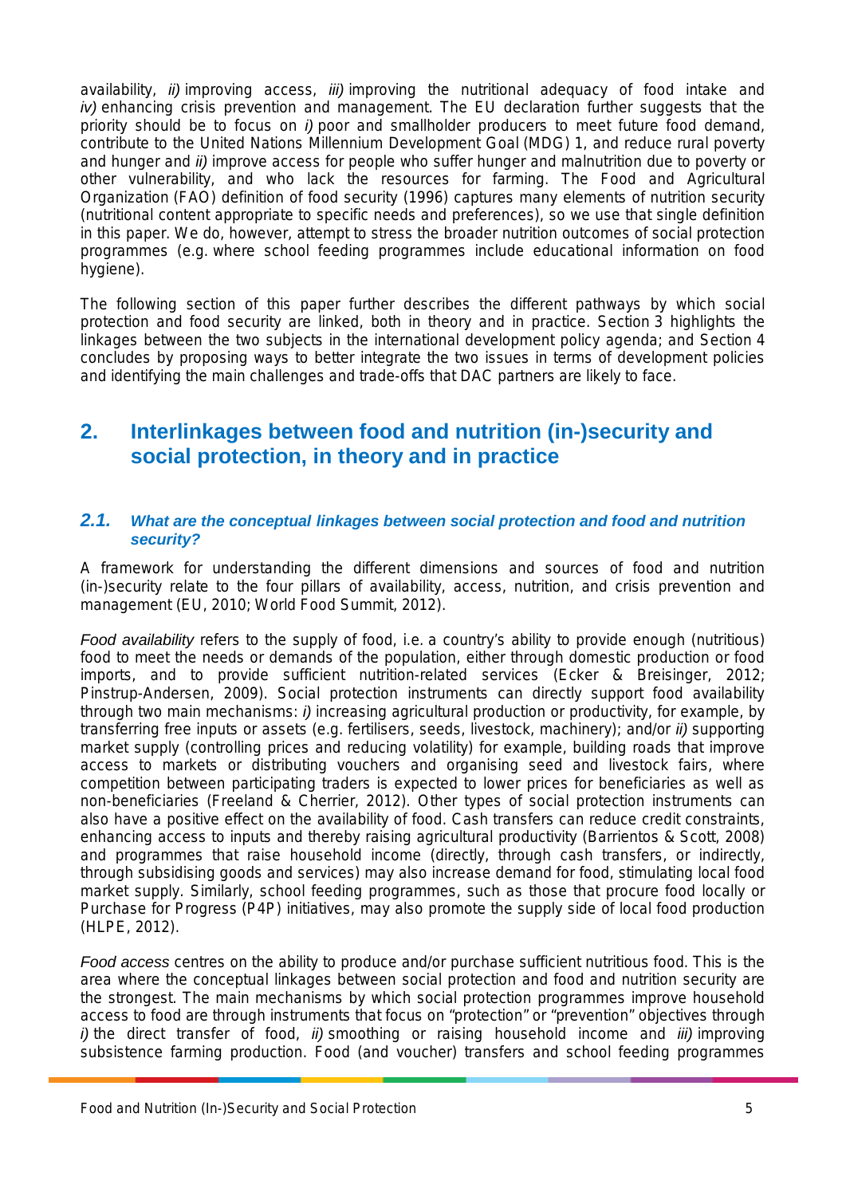availability, *ii)* improving access, *iii)* improving the nutritional adequacy of food intake and *iv)* enhancing crisis prevention and management. The EU declaration further suggests that the priority should be to focus on *i)* poor and smallholder producers to meet future food demand, contribute to the United Nations Millennium Development Goal (MDG) 1, and reduce rural poverty and hunger and *ii)* improve access for people who suffer hunger and malnutrition due to poverty or other vulnerability, and who lack the resources for farming. The Food and Agricultural Organization (FAO) definition of food security (1996) captures many elements of nutrition security (nutritional content appropriate to specific needs and preferences), so we use that single definition in this paper. We do, however, attempt to stress the broader nutrition outcomes of social protection programmes (e.g. where school feeding programmes include educational information on food hygiene).

The following section of this paper further describes the different pathways by which social protection and food security are linked, both in theory and in practice. Section 3 highlights the linkages between the two subjects in the international development policy agenda; and Section 4 concludes by proposing ways to better integrate the two issues in terms of development policies and identifying the main challenges and trade-offs that DAC partners are likely to face.

## 2. Interlinkages between food and nutrition (in-)security and social protection, in theory and in practice

### *2.1. What are the conceptual linkages between social protection and food and nutrition security?*

A framework for understanding the different dimensions and sources of food and nutrition (in-)security relate to the four pillars of availability, access, nutrition, and crisis prevention and management (EU, 2010; World Food Summit, 2012).

*Food availability* refers to the supply of food, i.e. a country's ability to provide enough (nutritious) food to meet the needs or demands of the population, either through domestic production or food imports, and to provide sufficient nutrition-related services (Ecker & Breisinger, 2012; Pinstrup-Andersen, 2009). Social protection instruments can directly support food availability through two main mechanisms: *i)* increasing agricultural production or productivity, for example, by transferring free inputs or assets (e.g. fertilisers, seeds, livestock, machinery); and/or *ii)* supporting market supply (controlling prices and reducing volatility) for example, building roads that improve access to markets or distributing vouchers and organising seed and livestock fairs, where competition between participating traders is expected to lower prices for beneficiaries as well as non-beneficiaries (Freeland & Cherrier, 2012). Other types of social protection instruments can also have a positive effect on the availability of food. Cash transfers can reduce credit constraints, enhancing access to inputs and thereby raising agricultural productivity (Barrientos & Scott, 2008) and programmes that raise household income (directly, through cash transfers, or indirectly, through subsidising goods and services) may also increase demand for food, stimulating local food market supply. Similarly, school feeding programmes, such as those that procure food locally or Purchase for Progress (P4P) initiatives, may also promote the supply side of local food production (HLPE, 2012).

*Food access* centres on the ability to produce and/or purchase sufficient nutritious food. This is the area where the conceptual linkages between social protection and food and nutrition security are the strongest. The main mechanisms by which social protection programmes improve household access to food are through instruments that focus on "protection" or "prevention" objectives through *i)* the direct transfer of food, *ii)* smoothing or raising household income and *iii)* improving subsistence farming production. Food (and voucher) transfers and school feeding programmes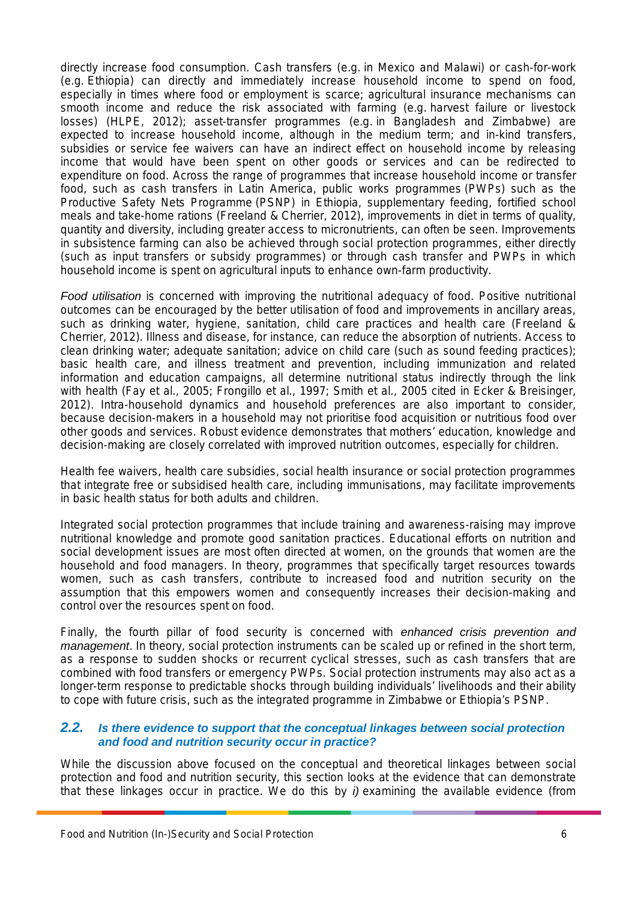directly increase food consumption. Cash transfers (e.g. in Mexico and Malawi) or cash-for-work (e.g. Ethiopia) can directly and immediately increase household income to spend on food, especially in times where food or employment is scarce; agricultural insurance mechanisms can smooth income and reduce the risk associated with farming (e.g. harvest failure or livestock losses) (HLPE, 2012); asset-transfer programmes (e.g. in Bangladesh and Zimbabwe) are expected to increase household income, although in the medium term; and in-kind transfers, subsidies or service fee waivers can have an indirect effect on household income by releasing income that would have been spent on other goods or services and can be redirected to expenditure on food. Across the range of programmes that increase household income or transfer food, such as cash transfers in Latin America, public works programmes (PWPs) such as the Productive Safety Nets Programme (PSNP) in Ethiopia, supplementary feeding, fortified school meals and take-home rations (Freeland & Cherrier, 2012), improvements in diet in terms of quality, quantity and diversity, including greater access to micronutrients, can often be seen. Improvements in subsistence farming can also be achieved through social protection programmes, either directly (such as input transfers or subsidy programmes) or through cash transfer and PWPs in which household income is spent on agricultural inputs to enhance own-farm productivity.

*Food utilisation* is concerned with improving the nutritional adequacy of food. Positive nutritional outcomes can be encouraged by the better utilisation of food and improvements in ancillary areas, such as drinking water, hygiene, sanitation, child care practices and health care (Freeland & Cherrier, 2012). Illness and disease, for instance, can reduce the absorption of nutrients. Access to clean drinking water; adequate sanitation; advice on child care (such as sound feeding practices); basic health care, and illness treatment and prevention, including immunization and related information and education campaigns, all determine nutritional status indirectly through the link with health (Fay et al., 2005; Frongillo et al., 1997; Smith et al., 2005 cited in Ecker & Breisinger, 2012). Intra-household dynamics and household preferences are also important to consider, because decision-makers in a household may not prioritise food acquisition or nutritious food over other goods and services. Robust evidence demonstrates that mothers' education, knowledge and decision-making are closely correlated with improved nutrition outcomes, especially for children.

Health fee waivers, health care subsidies, social health insurance or social protection programmes that integrate free or subsidised health care, including immunisations, may facilitate improvements in basic health status for both adults and children.

Integrated social protection programmes that include training and awareness-raising may improve nutritional knowledge and promote good sanitation practices. Educational efforts on nutrition and social development issues are most often directed at women, on the grounds that women are the household and food managers. In theory, programmes that specifically target resources towards women, such as cash transfers, contribute to increased food and nutrition security on the assumption that this empowers women and consequently increases their decision-making and control over the resources spent on food.

Finally, the fourth pillar of food security is concerned with *enhanced crisis prevention and management*. In theory, social protection instruments can be scaled up or refined in the short term, as a response to sudden shocks or recurrent cyclical stresses, such as cash transfers that are combined with food transfers or emergency PWPs. Social protection instruments may also act as a longer-term response to predictable shocks through building individuals' livelihoods and their ability to cope with future crisis, such as the integrated programme in Zimbabwe or Ethiopia's PSNP.

## 2.2. *Is there evidence to support that the conceptual linkages between social protection and food and nutrition security occur in practice?*

While the discussion above focused on the conceptual and theoretical linkages between social protection and food and nutrition security, this section looks at the evidence that can demonstrate that these linkages occur in practice. We do this by *i)* examining the available evidence (from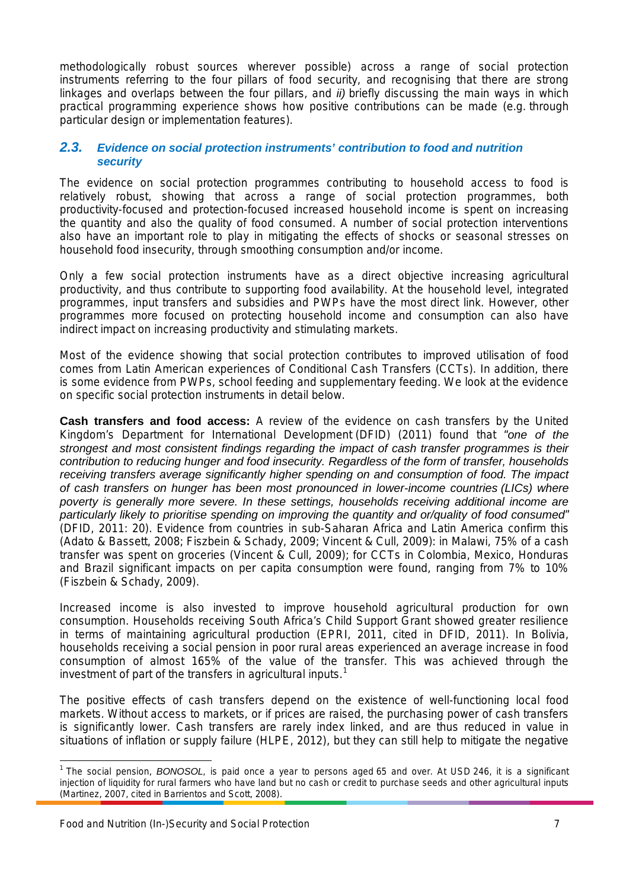methodologically robust sources wherever possible) across a range of social protection instruments referring to the four pillars of food security, and recognising that there are strong linkages and overlaps between the four pillars, and *ii)* briefly discussing the main ways in which practical programming experience shows how positive contributions can be made (e.g. through particular design or implementation features).

## *2.3. Evidence on social protection instruments' contribution to food and nutrition security*

The evidence on social protection programmes contributing to household access to food is relatively robust, showing that across a range of social protection programmes, both productivity-focused and protection-focused increased household income is spent on increasing the quantity and also the quality of food consumed. A number of social protection interventions also have an important role to play in mitigating the effects of shocks or seasonal stresses on household food insecurity, through smoothing consumption and/or income.

Only a few social protection instruments have as a direct objective increasing agricultural productivity, and thus contribute to supporting food availability. At the household level, integrated programmes, input transfers and subsidies and PWPs have the most direct link. However, other programmes more focused on protecting household income and consumption can also have indirect impact on increasing productivity and stimulating markets.

Most of the evidence showing that social protection contributes to improved utilisation of food comes from Latin American experiences of Conditional Cash Transfers (CCTs). In addition, there is some evidence from PWPs, school feeding and supplementary feeding. We look at the evidence on specific social protection instruments in detail below.

**Cash transfers and food access:** A review of the evidence on cash transfers by the United Kingdom's Department for International Development (DFID) (2011) found that *"one of the strongest and most consistent findings regarding the impact of cash transfer programmes is their contribution to reducing hunger and food insecurity. Regardless of the form of transfer, households receiving transfers average significantly higher spending on and consumption of food. The impact of cash transfers on hunger has been most pronounced in lower-income countries (LICs) where poverty is generally more severe. In these settings, households receiving additional income are particularly likely to prioritise spending on improving the quantity and or/quality of food consumed"* (DFID, 2011: 20). Evidence from countries in sub-Saharan Africa and Latin America confirm this (Adato & Bassett, 2008; Fiszbein & Schady, 2009; Vincent & Cull, 2009): in Malawi, 75% of a cash transfer was spent on groceries (Vincent & Cull, 2009); for CCTs in Colombia, Mexico, Honduras and Brazil significant impacts on per capita consumption were found, ranging from 7% to 10% (Fiszbein & Schady, 2009).

Increased income is also invested to improve household agricultural production for own consumption. Households receiving South Africa's Child Support Grant showed greater resilience in terms of maintaining agricultural production (EPRI, 2011, cited in DFID, 2011). In Bolivia, households receiving a social pension in poor rural areas experienced an average increase in food consumption of almost 165% of the value of the transfer. This was achieved through the investment of part of the transfers in agricultural inputs.[1]

The positive effects of cash transfers depend on the existence of well-functioning local food markets. Without access to markets, or if prices are raised, the purchasing power of cash transfers is significantly lower. Cash transfers are rarely index linked, and are thus reduced in value in situations of inflation or supply failure (HLPE, 2012), but they can still help to mitigate the negative

[1] The social pension, *BONOSOL*, is paid once a year to persons aged 65 and over. At USD 246, it is a significant injection of liquidity for rural farmers who have land but no cash or credit to purchase seeds and other agricultural inputs (Martinez, 2007, cited in Barrientos and Scott, 2008).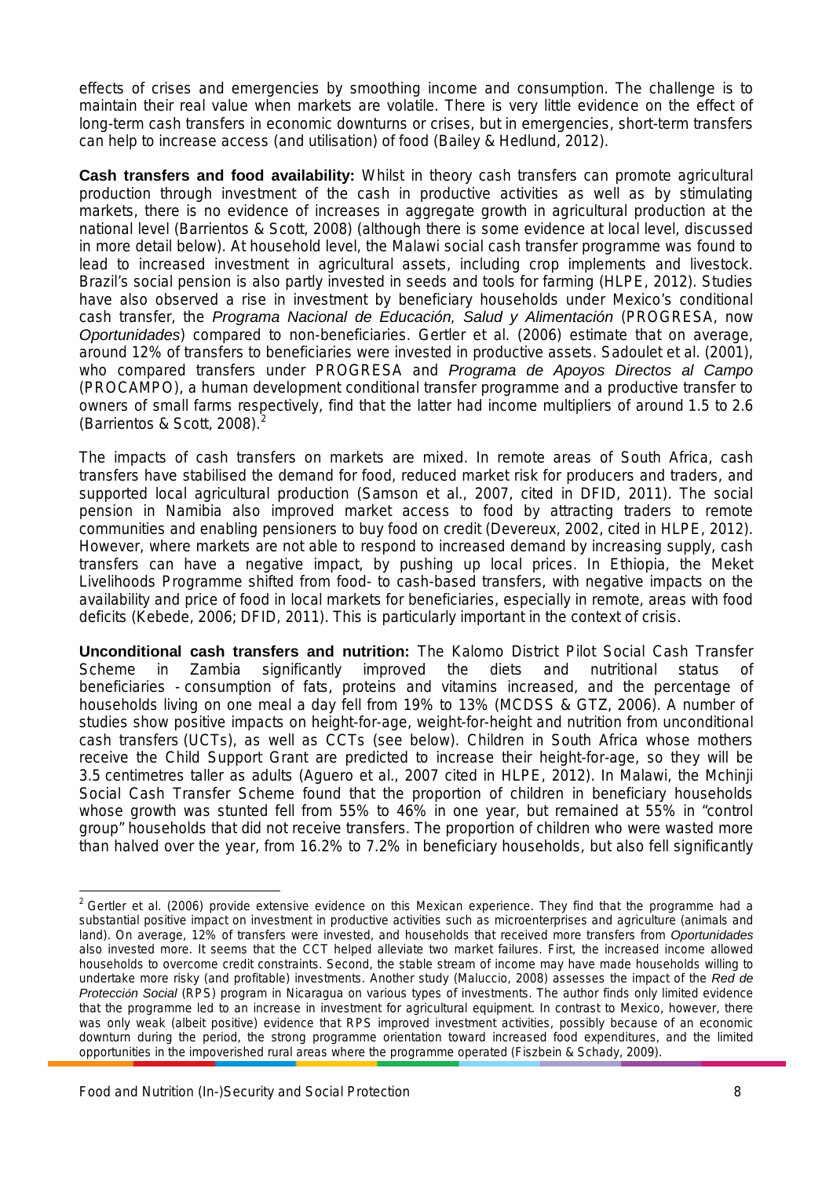effects of crises and emergencies by smoothing income and consumption. The challenge is to maintain their real value when markets are volatile. There is very little evidence on the effect of long-term cash transfers in economic downturns or crises, but in emergencies, short-term transfers can help to increase access (and utilisation) of food (Bailey & Hedlund, 2012).

**Cash transfers and food availability:** Whilst in theory cash transfers can promote agricultural production through investment of the cash in productive activities as well as by stimulating markets, there is no evidence of increases in aggregate growth in agricultural production at the national level (Barrientos & Scott, 2008) (although there is some evidence at local level, discussed in more detail below). At household level, the Malawi social cash transfer programme was found to lead to increased investment in agricultural assets, including crop implements and livestock. Brazil's social pension is also partly invested in seeds and tools for farming (HLPE, 2012). Studies have also observed a rise in investment by beneficiary households under Mexico's conditional cash transfer, the *Programa Nacional de Educación, Salud y Alimentación* (PROGRESA, now *Oportunidades*) compared to non-beneficiaries. Gertler et al. (2006) estimate that on average, around 12% of transfers to beneficiaries were invested in productive assets. Sadoulet et al. (2001), who compared transfers under PROGRESA and *Programa de Apoyos Directos al Campo* (PROCAMPO), a human development conditional transfer programme and a productive transfer to owners of small farms respectively, find that the latter had income multipliers of around 1.5 to 2.6 (Barrientos & Scott, 2008).[2]

The impacts of cash transfers on markets are mixed. In remote areas of South Africa, cash transfers have stabilised the demand for food, reduced market risk for producers and traders, and supported local agricultural production (Samson et al., 2007, cited in DFID, 2011). The social pension in Namibia also improved market access to food by attracting traders to remote communities and enabling pensioners to buy food on credit (Devereux, 2002, cited in HLPE, 2012). However, where markets are not able to respond to increased demand by increasing supply, cash transfers can have a negative impact, by pushing up local prices. In Ethiopia, the Meket Livelihoods Programme shifted from food- to cash-based transfers, with negative impacts on the availability and price of food in local markets for beneficiaries, especially in remote, areas with food deficits (Kebede, 2006; DFID, 2011). This is particularly important in the context of crisis.

**Unconditional cash transfers and nutrition:** The Kalomo District Pilot Social Cash Transfer Scheme in Zambia significantly improved the diets and nutritional status of beneficiaries - consumption of fats, proteins and vitamins increased, and the percentage of households living on one meal a day fell from 19% to 13% (MCDSS & GTZ, 2006). A number of studies show positive impacts on height-for-age, weight-for-height and nutrition from unconditional cash transfers (UCTs), as well as CCTs (see below). Children in South Africa whose mothers receive the Child Support Grant are predicted to increase their height-for-age, so they will be 3.5 centimetres taller as adults (Aguero et al., 2007 cited in HLPE, 2012). In Malawi, the Mchinji Social Cash Transfer Scheme found that the proportion of children in beneficiary households whose growth was stunted fell from 55% to 46% in one year, but remained at 55% in "control group" households that did not receive transfers. The proportion of children who were wasted more than halved over the year, from 16.2% to 7.2% in beneficiary households, but also fell significantly

---

[2] Gertler et al. (2006) provide extensive evidence on this Mexican experience. They find that the programme had a substantial positive impact on investment in productive activities such as microenterprises and agriculture (animals and land). On average, 12% of transfers were invested, and households that received more transfers from *Oportunidades* also invested more. It seems that the CCT helped alleviate two market failures. First, the increased income allowed households to overcome credit constraints. Second, the stable stream of income may have made households willing to undertake more risky (and profitable) investments. Another study (Maluccio, 2008) assesses the impact of the *Red de Protección Social* (RPS) program in Nicaragua on various types of investments. The author finds only limited evidence that the programme led to an increase in investment for agricultural equipment. In contrast to Mexico, however, there was only weak (albeit positive) evidence that RPS improved investment activities, possibly because of an economic downturn during the period, the strong programme orientation toward increased food expenditures, and the limited opportunities in the impoverished rural areas where the programme operated (Fiszbein & Schady, 2009).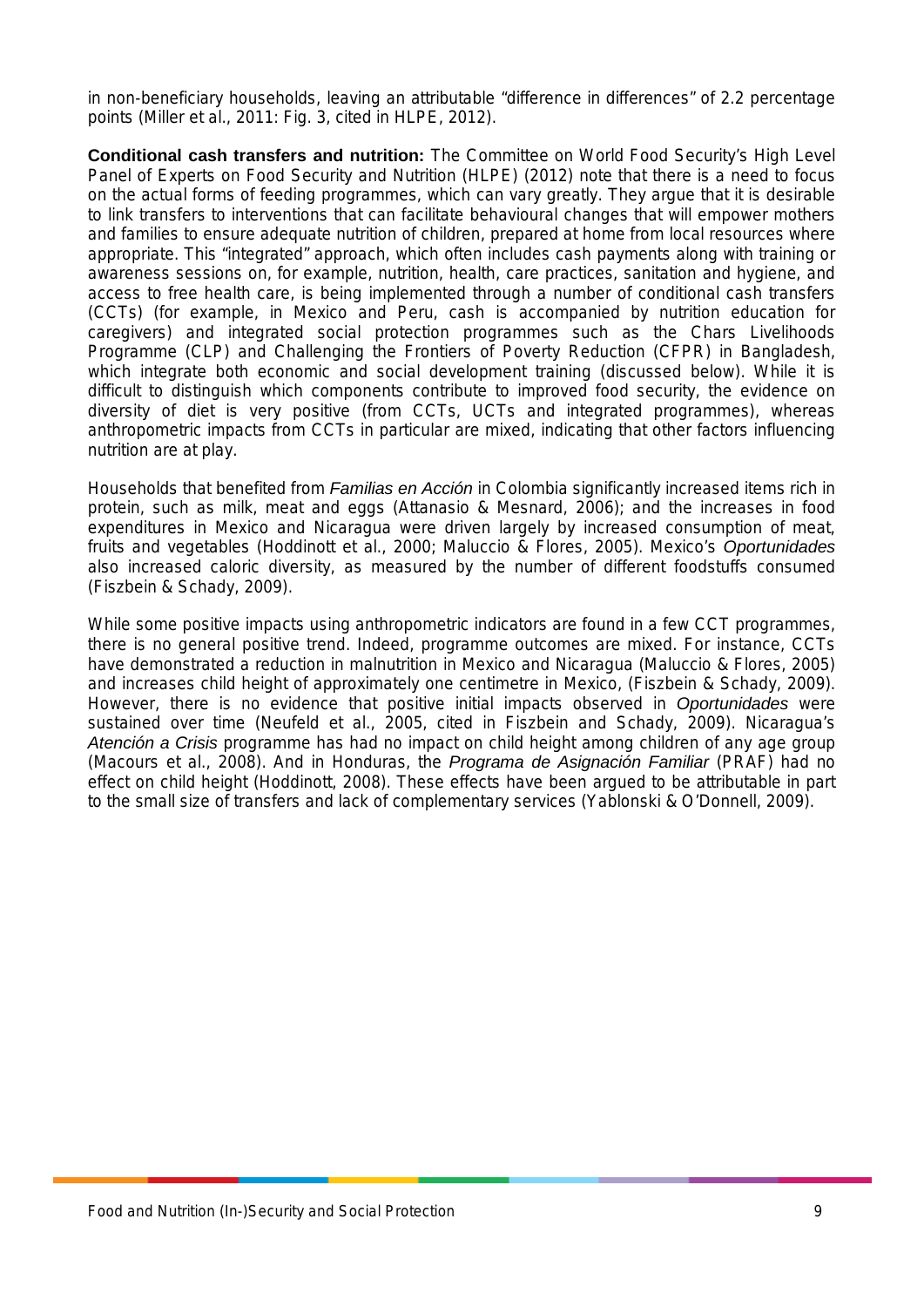in non-beneficiary households, leaving an attributable "difference in differences" of 2.2 percentage points (Miller et al., 2011: Fig. 3, cited in HLPE, 2012).

**Conditional cash transfers and nutrition:** The Committee on World Food Security's High Level Panel of Experts on Food Security and Nutrition (HLPE) (2012) note that there is a need to focus on the actual forms of feeding programmes, which can vary greatly. They argue that it is desirable to link transfers to interventions that can facilitate behavioural changes that will empower mothers and families to ensure adequate nutrition of children, prepared at home from local resources where appropriate. This "integrated" approach, which often includes cash payments along with training or awareness sessions on, for example, nutrition, health, care practices, sanitation and hygiene, and access to free health care, is being implemented through a number of conditional cash transfers (CCTs) (for example, in Mexico and Peru, cash is accompanied by nutrition education for caregivers) and integrated social protection programmes such as the Chars Livelihoods Programme (CLP) and Challenging the Frontiers of Poverty Reduction (CFPR) in Bangladesh, which integrate both economic and social development training (discussed below). While it is difficult to distinguish which components contribute to improved food security, the evidence on diversity of diet is very positive (from CCTs, UCTs and integrated programmes), whereas anthropometric impacts from CCTs in particular are mixed, indicating that other factors influencing nutrition are at play.

Households that benefited from *Familias en Acción* in Colombia significantly increased items rich in protein, such as milk, meat and eggs (Attanasio & Mesnard, 2006); and the increases in food expenditures in Mexico and Nicaragua were driven largely by increased consumption of meat, fruits and vegetables (Hoddinott et al., 2000; Maluccio & Flores, 2005). Mexico's *Oportunidades* also increased caloric diversity, as measured by the number of different foodstuffs consumed (Fiszbein & Schady, 2009).

While some positive impacts using anthropometric indicators are found in a few CCT programmes, there is no general positive trend. Indeed, programme outcomes are mixed. For instance, CCTs have demonstrated a reduction in malnutrition in Mexico and Nicaragua (Maluccio & Flores, 2005) and increases child height of approximately one centimetre in Mexico, (Fiszbein & Schady, 2009). However, there is no evidence that positive initial impacts observed in *Oportunidades* were sustained over time (Neufeld et al., 2005, cited in Fiszbein and Schady, 2009). Nicaragua's *Atención a Crisis* programme has had no impact on child height among children of any age group (Macours et al., 2008). And in Honduras, the *Programa de Asignación Familiar* (PRAF) had no effect on child height (Hoddinott, 2008). These effects have been argued to be attributable in part to the small size of transfers and lack of complementary services (Yablonski & O'Donnell, 2009).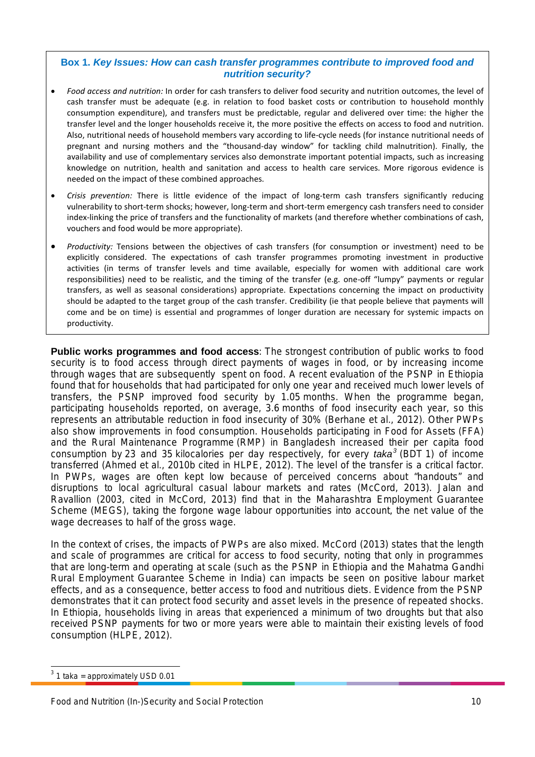**Box 1. *Key Issues: How can cash transfer programmes contribute to improved food and nutrition security?***

- *Food access and nutrition:* In order for cash transfers to deliver food security and nutrition outcomes, the level of cash transfer must be adequate (e.g. in relation to food basket costs or contribution to household monthly consumption expenditure), and transfers must be predictable, regular and delivered over time: the higher the transfer level and the longer households receive it, the more positive the effects on access to food and nutrition. Also, nutritional needs of household members vary according to life-cycle needs (for instance nutritional needs of pregnant and nursing mothers and the "thousand-day window" for tackling child malnutrition). Finally, the availability and use of complementary services also demonstrate important potential impacts, such as increasing knowledge on nutrition, health and sanitation and access to health care services. More rigorous evidence is needed on the impact of these combined approaches.
- *Crisis prevention:* There is little evidence of the impact of long-term cash transfers significantly reducing vulnerability to short-term shocks; however, long-term and short-term emergency cash transfers need to consider index-linking the price of transfers and the functionality of markets (and therefore whether combinations of cash, vouchers and food would be more appropriate).
- *Productivity:* Tensions between the objectives of cash transfers (for consumption or investment) need to be explicitly considered. The expectations of cash transfer programmes promoting investment in productive activities (in terms of transfer levels and time available, especially for women with additional care work responsibilities) need to be realistic, and the timing of the transfer (e.g. one-off "lumpy" payments or regular transfers, as well as seasonal considerations) appropriate. Expectations concerning the impact on productivity should be adapted to the target group of the cash transfer. Credibility (ie that people believe that payments will come and be on time) is essential and programmes of longer duration are necessary for systemic impacts on productivity.

**Public works programmes and food access**: The strongest contribution of public works to food security is to food access through direct payments of wages in food, or by increasing income through wages that are subsequently spent on food. A recent evaluation of the PSNP in Ethiopia found that for households that had participated for only one year and received much lower levels of transfers, the PSNP improved food security by 1.05 months. When the programme began, participating households reported, on average, 3.6 months of food insecurity each year, so this represents an attributable reduction in food insecurity of 30% (Berhane et al., 2012). Other PWPs also show improvements in food consumption. Households participating in Food for Assets (FFA) and the Rural Maintenance Programme (RMP) in Bangladesh increased their per capita food consumption by 23 and 35 kilocalories per day respectively, for every *taka*[3] (BDT 1) of income transferred (Ahmed et al., 2010b cited in HLPE, 2012). The level of the transfer is a critical factor. In PWPs, wages are often kept low because of perceived concerns about "handouts" and disruptions to local agricultural casual labour markets and rates (McCord, 2013). Jalan and Ravallion (2003, cited in McCord, 2013) find that in the Maharashtra Employment Guarantee Scheme (MEGS), taking the forgone wage labour opportunities into account, the net value of the wage decreases to half of the gross wage.

In the context of crises, the impacts of PWPs are also mixed. McCord (2013) states that the length and scale of programmes are critical for access to food security, noting that only in programmes that are long-term and operating at scale (such as the PSNP in Ethiopia and the Mahatma Gandhi Rural Employment Guarantee Scheme in India) can impacts be seen on positive labour market effects, and as a consequence, better access to food and nutritious diets. Evidence from the PSNP demonstrates that it can protect food security and asset levels in the presence of repeated shocks. In Ethiopia, households living in areas that experienced a minimum of two droughts but that also received PSNP payments for two or more years were able to maintain their existing levels of food consumption (HLPE, 2012).

[3] 1 taka = approximately USD 0.01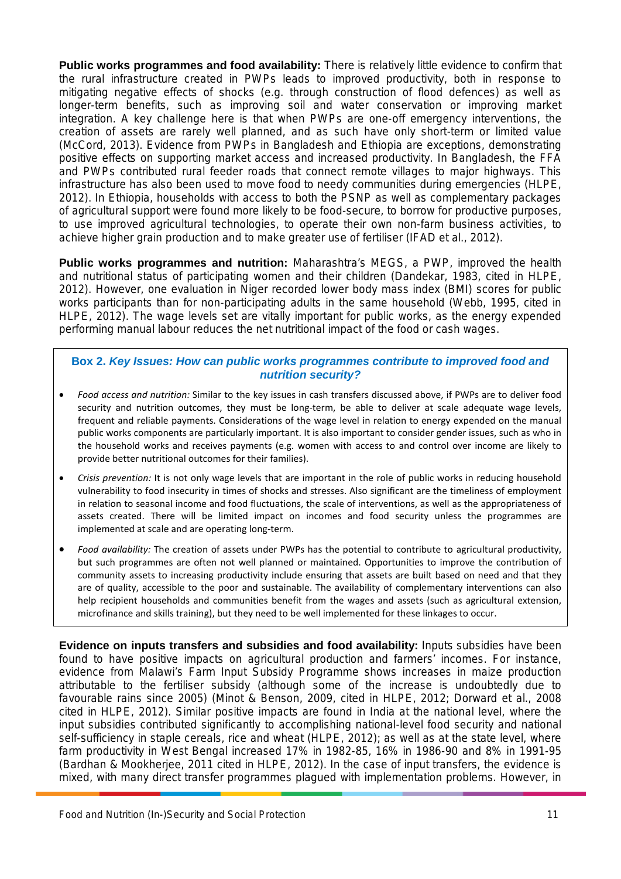**Public works programmes and food availability:** There is relatively little evidence to confirm that the rural infrastructure created in PWPs leads to improved productivity, both in response to mitigating negative effects of shocks (e.g. through construction of flood defences) as well as longer-term benefits, such as improving soil and water conservation or improving market integration. A key challenge here is that when PWPs are one-off emergency interventions, the creation of assets are rarely well planned, and as such have only short-term or limited value (McCord, 2013). Evidence from PWPs in Bangladesh and Ethiopia are exceptions, demonstrating positive effects on supporting market access and increased productivity. In Bangladesh, the FFA and PWPs contributed rural feeder roads that connect remote villages to major highways. This infrastructure has also been used to move food to needy communities during emergencies (HLPE, 2012). In Ethiopia, households with access to both the PSNP as well as complementary packages of agricultural support were found more likely to be food-secure, to borrow for productive purposes, to use improved agricultural technologies, to operate their own non-farm business activities, to achieve higher grain production and to make greater use of fertiliser (IFAD et al., 2012).

**Public works programmes and nutrition:** Maharashtra's MEGS, a PWP, improved the health and nutritional status of participating women and their children (Dandekar, 1983, cited in HLPE, 2012). However, one evaluation in Niger recorded lower body mass index (BMI) scores for public works participants than for non-participating adults in the same household (Webb, 1995, cited in HLPE, 2012). The wage levels set are vitally important for public works, as the energy expended performing manual labour reduces the net nutritional impact of the food or cash wages.

> **Box 2. *Key Issues: How can public works programmes contribute to improved food and nutrition security?***
>
> - *Food access and nutrition:* Similar to the key issues in cash transfers discussed above, if PWPs are to deliver food security and nutrition outcomes, they must be long-term, be able to deliver at scale adequate wage levels, frequent and reliable payments. Considerations of the wage level in relation to energy expended on the manual public works components are particularly important. It is also important to consider gender issues, such as who in the household works and receives payments (e.g. women with access to and control over income are likely to provide better nutritional outcomes for their families).
> - *Crisis prevention:* It is not only wage levels that are important in the role of public works in reducing household vulnerability to food insecurity in times of shocks and stresses. Also significant are the timeliness of employment in relation to seasonal income and food fluctuations, the scale of interventions, as well as the appropriateness of assets created. There will be limited impact on incomes and food security unless the programmes are implemented at scale and are operating long-term.
> - *Food availability:* The creation of assets under PWPs has the potential to contribute to agricultural productivity, but such programmes are often not well planned or maintained. Opportunities to improve the contribution of community assets to increasing productivity include ensuring that assets are built based on need and that they are of quality, accessible to the poor and sustainable. The availability of complementary interventions can also help recipient households and communities benefit from the wages and assets (such as agricultural extension, microfinance and skills training), but they need to be well implemented for these linkages to occur.

**Evidence on inputs transfers and subsidies and food availability:** Inputs subsidies have been found to have positive impacts on agricultural production and farmers' incomes. For instance, evidence from Malawi's Farm Input Subsidy Programme shows increases in maize production attributable to the fertiliser subsidy (although some of the increase is undoubtedly due to favourable rains since 2005) (Minot & Benson, 2009, cited in HLPE, 2012; Dorward et al., 2008 cited in HLPE, 2012). Similar positive impacts are found in India at the national level, where the input subsidies contributed significantly to accomplishing national-level food security and national self-sufficiency in staple cereals, rice and wheat (HLPE, 2012); as well as at the state level, where farm productivity in West Bengal increased 17% in 1982-85, 16% in 1986-90 and 8% in 1991-95 (Bardhan & Mookherjee, 2011 cited in HLPE, 2012). In the case of input transfers, the evidence is mixed, with many direct transfer programmes plagued with implementation problems. However, in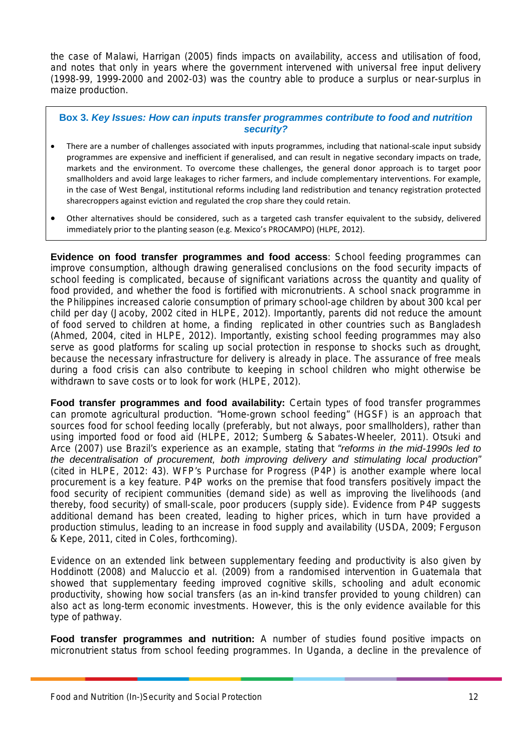the case of Malawi, Harrigan (2005) finds impacts on availability, access and utilisation of food, and notes that only in years where the government intervened with universal free input delivery (1998-99, 1999-2000 and 2002-03) was the country able to produce a surplus or near-surplus in maize production.

> **Box 3.** ***Key Issues: How can inputs transfer programmes contribute to food and nutrition security?***
>
> - There are a number of challenges associated with inputs programmes, including that national-scale input subsidy programmes are expensive and inefficient if generalised, and can result in negative secondary impacts on trade, markets and the environment. To overcome these challenges, the general donor approach is to target poor smallholders and avoid large leakages to richer farmers, and include complementary interventions. For example, in the case of West Bengal, institutional reforms including land redistribution and tenancy registration protected sharecroppers against eviction and regulated the crop share they could retain.
> - Other alternatives should be considered, such as a targeted cash transfer equivalent to the subsidy, delivered immediately prior to the planting season (e.g. Mexico's PROCAMPO) (HLPE, 2012).

**Evidence on food transfer programmes and food access**: School feeding programmes can improve consumption, although drawing generalised conclusions on the food security impacts of school feeding is complicated, because of significant variations across the quantity and quality of food provided, and whether the food is fortified with micronutrients. A school snack programme in the Philippines increased calorie consumption of primary school-age children by about 300 kcal per child per day (Jacoby, 2002 cited in HLPE, 2012). Importantly, parents did not reduce the amount of food served to children at home, a finding replicated in other countries such as Bangladesh (Ahmed, 2004, cited in HLPE, 2012). Importantly, existing school feeding programmes may also serve as good platforms for scaling up social protection in response to shocks such as drought, because the necessary infrastructure for delivery is already in place. The assurance of free meals during a food crisis can also contribute to keeping in school children who might otherwise be withdrawn to save costs or to look for work (HLPE, 2012).

**Food transfer programmes and food availability:** Certain types of food transfer programmes can promote agricultural production. "Home-grown school feeding" (HGSF) is an approach that sources food for school feeding locally (preferably, but not always, poor smallholders), rather than using imported food or food aid (HLPE, 2012; Sumberg & Sabates-Wheeler, 2011). Otsuki and Arce (2007) use Brazil's experience as an example, stating that "*reforms in the mid-1990s led to the decentralisation of procurement, both improving delivery and stimulating local production*" (cited in HLPE, 2012: 43). WFP's Purchase for Progress (P4P) is another example where local procurement is a key feature. P4P works on the premise that food transfers positively impact the food security of recipient communities (demand side) as well as improving the livelihoods (and thereby, food security) of small-scale, poor producers (supply side). Evidence from P4P suggests additional demand has been created, leading to higher prices, which in turn have provided a production stimulus, leading to an increase in food supply and availability (USDA, 2009; Ferguson & Kepe, 2011, cited in Coles, forthcoming).

Evidence on an extended link between supplementary feeding and productivity is also given by Hoddinott (2008) and Maluccio et al. (2009) from a randomised intervention in Guatemala that showed that supplementary feeding improved cognitive skills, schooling and adult economic productivity, showing how social transfers (as an in-kind transfer provided to young children) can also act as long-term economic investments. However, this is the only evidence available for this type of pathway.

**Food transfer programmes and nutrition:** A number of studies found positive impacts on micronutrient status from school feeding programmes. In Uganda, a decline in the prevalence of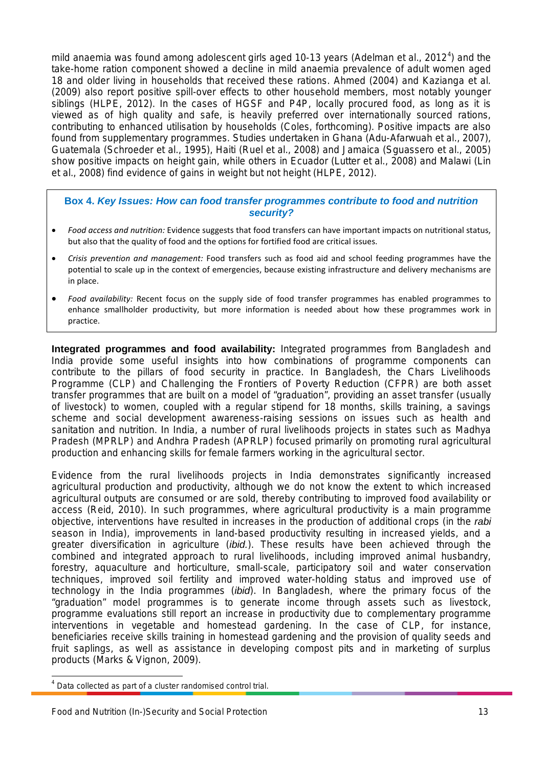mild anaemia was found among adolescent girls aged 10-13 years (Adelman et al., 2012[4]) and the take-home ration component showed a decline in mild anaemia prevalence of adult women aged 18 and older living in households that received these rations. Ahmed (2004) and Kazianga et al. (2009) also report positive spill-over effects to other household members, most notably younger siblings (HLPE, 2012). In the cases of HGSF and P4P, locally procured food, as long as it is viewed as of high quality and safe, is heavily preferred over internationally sourced rations, contributing to enhanced utilisation by households (Coles, forthcoming). Positive impacts are also found from supplementary programmes. Studies undertaken in Ghana (Adu-Afarwuah et al., 2007), Guatemala (Schroeder et al., 1995), Haiti (Ruel et al., 2008) and Jamaica (Sguassero et al., 2005) show positive impacts on height gain, while others in Ecuador (Lutter et al., 2008) and Malawi (Lin et al., 2008) find evidence of gains in weight but not height (HLPE, 2012).

> **Box 4. *Key Issues: How can food transfer programmes contribute to food and nutrition security?***
>
> - *Food access and nutrition:* Evidence suggests that food transfers can have important impacts on nutritional status, but also that the quality of food and the options for fortified food are critical issues.
> - *Crisis prevention and management:* Food transfers such as food aid and school feeding programmes have the potential to scale up in the context of emergencies, because existing infrastructure and delivery mechanisms are in place.
> - *Food availability:* Recent focus on the supply side of food transfer programmes has enabled programmes to enhance smallholder productivity, but more information is needed about how these programmes work in practice.

**Integrated programmes and food availability:** Integrated programmes from Bangladesh and India provide some useful insights into how combinations of programme components can contribute to the pillars of food security in practice. In Bangladesh, the Chars Livelihoods Programme (CLP) and Challenging the Frontiers of Poverty Reduction (CFPR) are both asset transfer programmes that are built on a model of "graduation", providing an asset transfer (usually of livestock) to women, coupled with a regular stipend for 18 months, skills training, a savings scheme and social development awareness-raising sessions on issues such as health and sanitation and nutrition. In India, a number of rural livelihoods projects in states such as Madhya Pradesh (MPRLP) and Andhra Pradesh (APRLP) focused primarily on promoting rural agricultural production and enhancing skills for female farmers working in the agricultural sector.

Evidence from the rural livelihoods projects in India demonstrates significantly increased agricultural production and productivity, although we do not know the extent to which increased agricultural outputs are consumed or are sold, thereby contributing to improved food availability or access (Reid, 2010). In such programmes, where agricultural productivity is a main programme objective, interventions have resulted in increases in the production of additional crops (in the *rabi* season in India), improvements in land-based productivity resulting in increased yields, and a greater diversification in agriculture (*ibid.*). These results have been achieved through the combined and integrated approach to rural livelihoods, including improved animal husbandry, forestry, aquaculture and horticulture, small-scale, participatory soil and water conservation techniques, improved soil fertility and improved water-holding status and improved use of technology in the India programmes (*ibid*). In Bangladesh, where the primary focus of the "graduation" model programmes is to generate income through assets such as livestock, programme evaluations still report an increase in productivity due to complementary programme interventions in vegetable and homestead gardening. In the case of CLP, for instance, beneficiaries receive skills training in homestead gardening and the provision of quality seeds and fruit saplings, as well as assistance in developing compost pits and in marketing of surplus products (Marks & Vignon, 2009).

[4] Data collected as part of a cluster randomised control trial.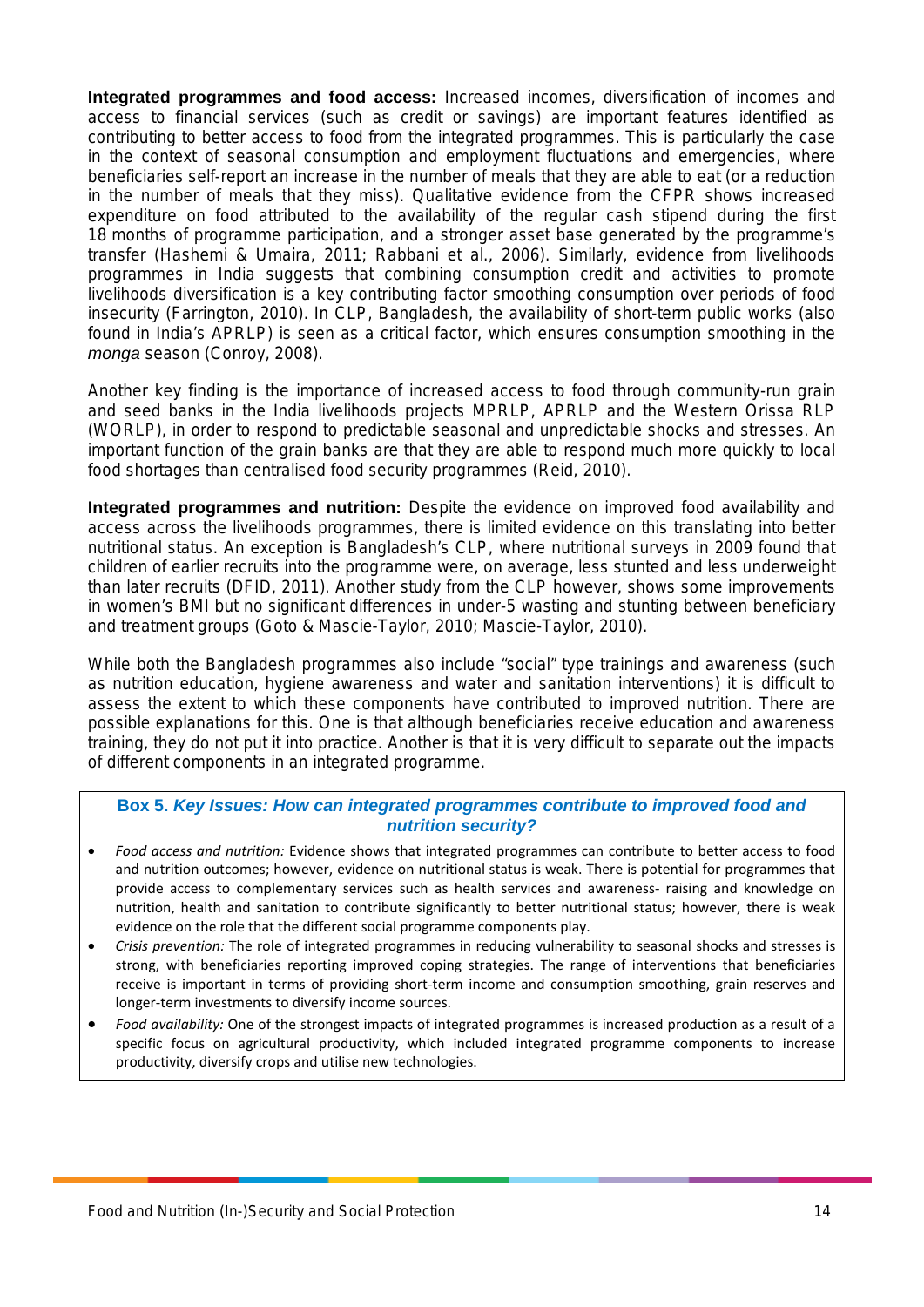**Integrated programmes and food access:** Increased incomes, diversification of incomes and access to financial services (such as credit or savings) are important features identified as contributing to better access to food from the integrated programmes. This is particularly the case in the context of seasonal consumption and employment fluctuations and emergencies, where beneficiaries self-report an increase in the number of meals that they are able to eat (or a reduction in the number of meals that they miss). Qualitative evidence from the CFPR shows increased expenditure on food attributed to the availability of the regular cash stipend during the first 18 months of programme participation, and a stronger asset base generated by the programme's transfer (Hashemi & Umaira, 2011; Rabbani et al., 2006). Similarly, evidence from livelihoods programmes in India suggests that combining consumption credit and activities to promote livelihoods diversification is a key contributing factor smoothing consumption over periods of food insecurity (Farrington, 2010). In CLP, Bangladesh, the availability of short-term public works (also found in India's APRLP) is seen as a critical factor, which ensures consumption smoothing in the *monga* season (Conroy, 2008).

Another key finding is the importance of increased access to food through community-run grain and seed banks in the India livelihoods projects MPRLP, APRLP and the Western Orissa RLP (WORLP), in order to respond to predictable seasonal and unpredictable shocks and stresses. An important function of the grain banks are that they are able to respond much more quickly to local food shortages than centralised food security programmes (Reid, 2010).

**Integrated programmes and nutrition:** Despite the evidence on improved food availability and access across the livelihoods programmes, there is limited evidence on this translating into better nutritional status. An exception is Bangladesh's CLP, where nutritional surveys in 2009 found that children of earlier recruits into the programme were, on average, less stunted and less underweight than later recruits (DFID, 2011). Another study from the CLP however, shows some improvements in women's BMI but no significant differences in under-5 wasting and stunting between beneficiary and treatment groups (Goto & Mascie-Taylor, 2010; Mascie-Taylor, 2010).

While both the Bangladesh programmes also include "social" type trainings and awareness (such as nutrition education, hygiene awareness and water and sanitation interventions) it is difficult to assess the extent to which these components have contributed to improved nutrition. There are possible explanations for this. One is that although beneficiaries receive education and awareness training, they do not put it into practice. Another is that it is very difficult to separate out the impacts of different components in an integrated programme.

**Box 5. *Key Issues: How can integrated programmes contribute to improved food and nutrition security?***

- *Food access and nutrition:* Evidence shows that integrated programmes can contribute to better access to food and nutrition outcomes; however, evidence on nutritional status is weak. There is potential for programmes that provide access to complementary services such as health services and awareness- raising and knowledge on nutrition, health and sanitation to contribute significantly to better nutritional status; however, there is weak evidence on the role that the different social programme components play.
- *Crisis prevention:* The role of integrated programmes in reducing vulnerability to seasonal shocks and stresses is strong, with beneficiaries reporting improved coping strategies. The range of interventions that beneficiaries receive is important in terms of providing short-term income and consumption smoothing, grain reserves and longer-term investments to diversify income sources.
- *Food availability:* One of the strongest impacts of integrated programmes is increased production as a result of a specific focus on agricultural productivity, which included integrated programme components to increase productivity, diversify crops and utilise new technologies.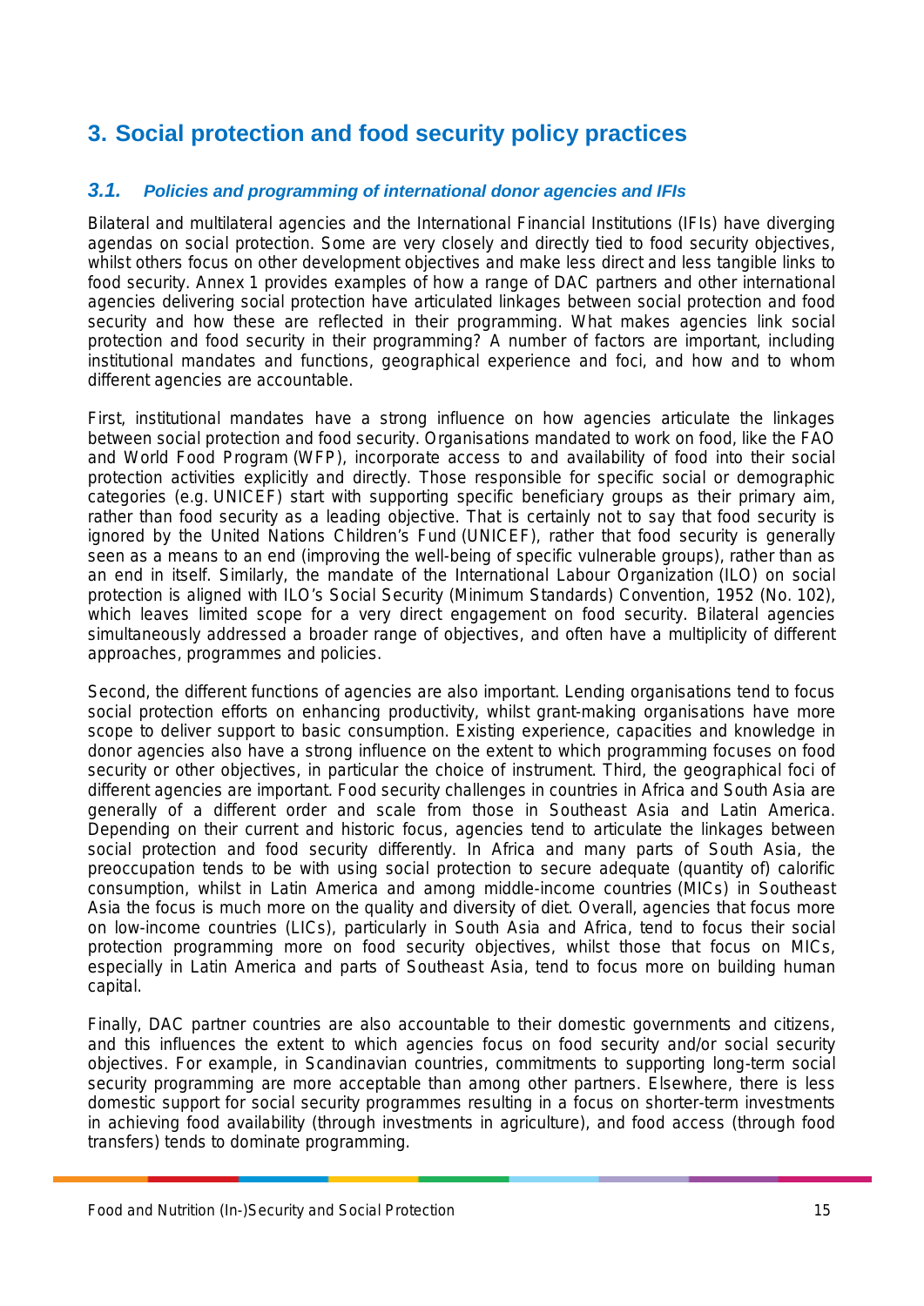# 3. Social protection and food security policy practices

## 3.1. *Policies and programming of international donor agencies and IFIs*

Bilateral and multilateral agencies and the International Financial Institutions (IFIs) have diverging agendas on social protection. Some are very closely and directly tied to food security objectives, whilst others focus on other development objectives and make less direct and less tangible links to food security. Annex 1 provides examples of how a range of DAC partners and other international agencies delivering social protection have articulated linkages between social protection and food security and how these are reflected in their programming. What makes agencies link social protection and food security in their programming? A number of factors are important, including institutional mandates and functions, geographical experience and foci, and how and to whom different agencies are accountable.

First, institutional mandates have a strong influence on how agencies articulate the linkages between social protection and food security. Organisations mandated to work on food, like the FAO and World Food Program (WFP), incorporate access to and availability of food into their social protection activities explicitly and directly. Those responsible for specific social or demographic categories (e.g. UNICEF) start with supporting specific beneficiary groups as their primary aim, rather than food security as a leading objective. That is certainly not to say that food security is ignored by the United Nations Children's Fund (UNICEF), rather that food security is generally seen as a means to an end (improving the well-being of specific vulnerable groups), rather than as an end in itself. Similarly, the mandate of the International Labour Organization (ILO) on social protection is aligned with ILO's Social Security (Minimum Standards) Convention, 1952 (No. 102), which leaves limited scope for a very direct engagement on food security. Bilateral agencies simultaneously addressed a broader range of objectives, and often have a multiplicity of different approaches, programmes and policies.

Second, the different functions of agencies are also important. Lending organisations tend to focus social protection efforts on enhancing productivity, whilst grant-making organisations have more scope to deliver support to basic consumption. Existing experience, capacities and knowledge in donor agencies also have a strong influence on the extent to which programming focuses on food security or other objectives, in particular the choice of instrument. Third, the geographical foci of different agencies are important. Food security challenges in countries in Africa and South Asia are generally of a different order and scale from those in Southeast Asia and Latin America. Depending on their current and historic focus, agencies tend to articulate the linkages between social protection and food security differently. In Africa and many parts of South Asia, the preoccupation tends to be with using social protection to secure adequate (quantity of) calorific consumption, whilst in Latin America and among middle-income countries (MICs) in Southeast Asia the focus is much more on the quality and diversity of diet. Overall, agencies that focus more on low-income countries (LICs), particularly in South Asia and Africa, tend to focus their social protection programming more on food security objectives, whilst those that focus on MICs, especially in Latin America and parts of Southeast Asia, tend to focus more on building human capital.

Finally, DAC partner countries are also accountable to their domestic governments and citizens, and this influences the extent to which agencies focus on food security and/or social security objectives. For example, in Scandinavian countries, commitments to supporting long-term social security programming are more acceptable than among other partners. Elsewhere, there is less domestic support for social security programmes resulting in a focus on shorter-term investments in achieving food availability (through investments in agriculture), and food access (through food transfers) tends to dominate programming.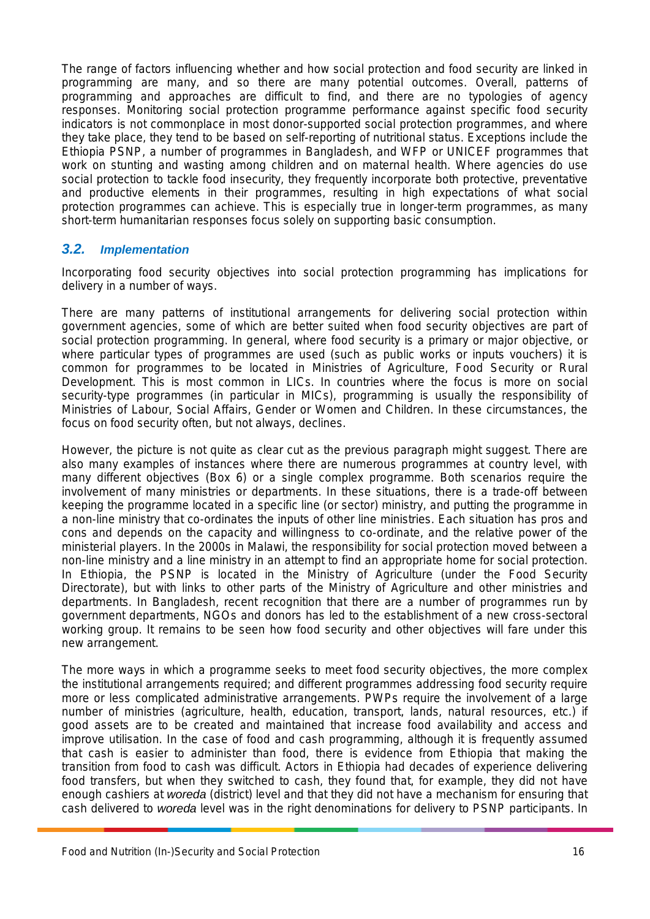The range of factors influencing whether and how social protection and food security are linked in programming are many, and so there are many potential outcomes. Overall, patterns of programming and approaches are difficult to find, and there are no typologies of agency responses. Monitoring social protection programme performance against specific food security indicators is not commonplace in most donor-supported social protection programmes, and where they take place, they tend to be based on self-reporting of nutritional status. Exceptions include the Ethiopia PSNP, a number of programmes in Bangladesh, and WFP or UNICEF programmes that work on stunting and wasting among children and on maternal health. Where agencies do use social protection to tackle food insecurity, they frequently incorporate both protective, preventative and productive elements in their programmes, resulting in high expectations of what social protection programmes can achieve. This is especially true in longer-term programmes, as many short-term humanitarian responses focus solely on supporting basic consumption.

## 3.2. Implementation

Incorporating food security objectives into social protection programming has implications for delivery in a number of ways.

There are many patterns of institutional arrangements for delivering social protection within government agencies, some of which are better suited when food security objectives are part of social protection programming. In general, where food security is a primary or major objective, or where particular types of programmes are used (such as public works or inputs vouchers) it is common for programmes to be located in Ministries of Agriculture, Food Security or Rural Development. This is most common in LICs. In countries where the focus is more on social security-type programmes (in particular in MICs), programming is usually the responsibility of Ministries of Labour, Social Affairs, Gender or Women and Children. In these circumstances, the focus on food security often, but not always, declines.

However, the picture is not quite as clear cut as the previous paragraph might suggest. There are also many examples of instances where there are numerous programmes at country level, with many different objectives (Box 6) or a single complex programme. Both scenarios require the involvement of many ministries or departments. In these situations, there is a trade-off between keeping the programme located in a specific line (or sector) ministry, and putting the programme in a non-line ministry that co-ordinates the inputs of other line ministries. Each situation has pros and cons and depends on the capacity and willingness to co-ordinate, and the relative power of the ministerial players. In the 2000s in Malawi, the responsibility for social protection moved between a non-line ministry and a line ministry in an attempt to find an appropriate home for social protection. In Ethiopia, the PSNP is located in the Ministry of Agriculture (under the Food Security Directorate), but with links to other parts of the Ministry of Agriculture and other ministries and departments. In Bangladesh, recent recognition that there are a number of programmes run by government departments, NGOs and donors has led to the establishment of a new cross-sectoral working group. It remains to be seen how food security and other objectives will fare under this new arrangement.

The more ways in which a programme seeks to meet food security objectives, the more complex the institutional arrangements required; and different programmes addressing food security require more or less complicated administrative arrangements. PWPs require the involvement of a large number of ministries (agriculture, health, education, transport, lands, natural resources, etc.) if good assets are to be created and maintained that increase food availability and access and improve utilisation. In the case of food and cash programming, although it is frequently assumed that cash is easier to administer than food, there is evidence from Ethiopia that making the transition from food to cash was difficult. Actors in Ethiopia had decades of experience delivering food transfers, but when they switched to cash, they found that, for example, they did not have enough cashiers at *woreda* (district) level and that they did not have a mechanism for ensuring that cash delivered to *woreda* level was in the right denominations for delivery to PSNP participants. In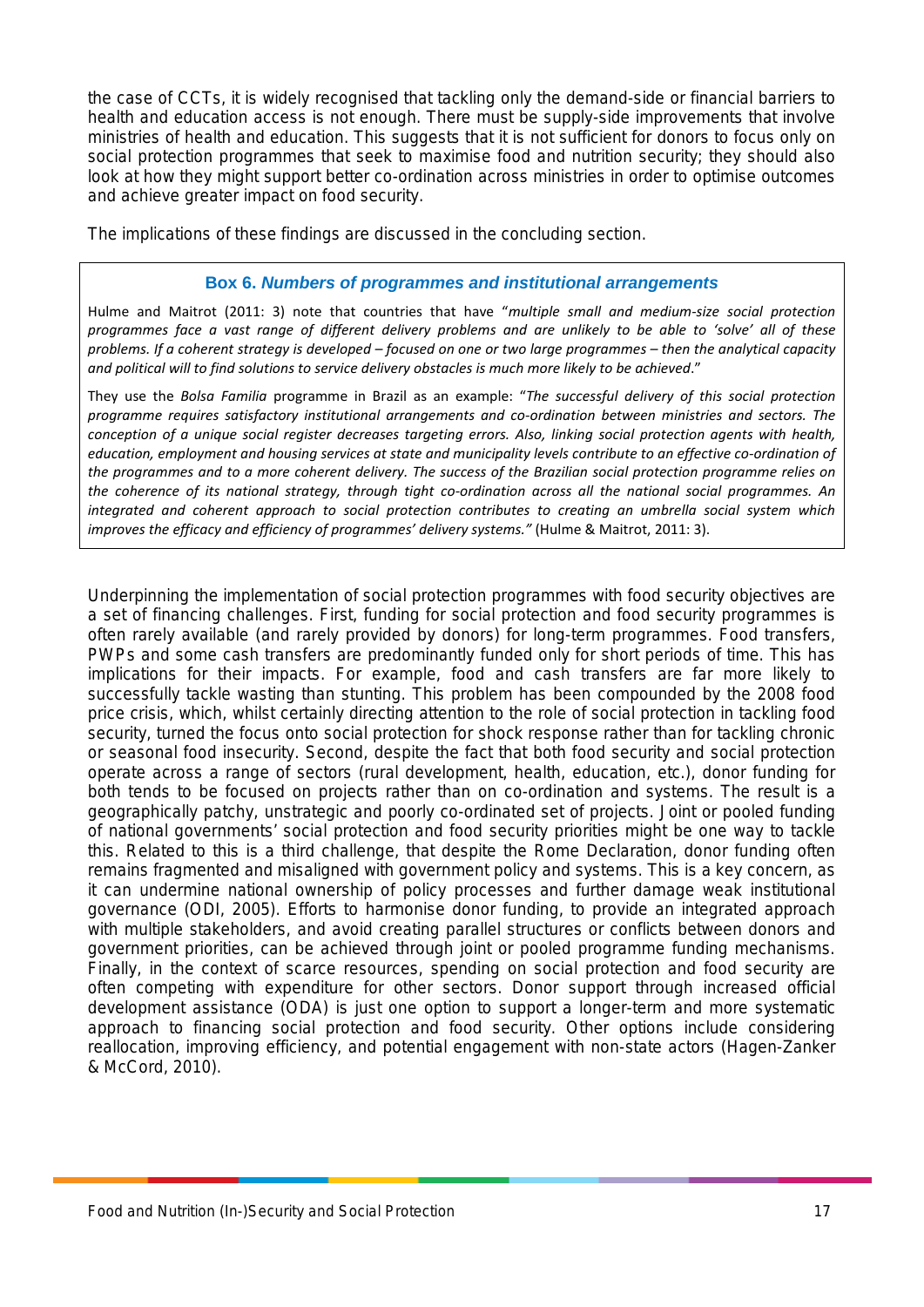the case of CCTs, it is widely recognised that tackling only the demand-side or financial barriers to health and education access is not enough. There must be supply-side improvements that involve ministries of health and education. This suggests that it is not sufficient for donors to focus only on social protection programmes that seek to maximise food and nutrition security; they should also look at how they might support better co-ordination across ministries in order to optimise outcomes and achieve greater impact on food security.

The implications of these findings are discussed in the concluding section.

> **Box 6. *Numbers of programmes and institutional arrangements***
>
> Hulme and Maitrot (2011: 3) note that countries that have "*multiple small and medium-size social protection programmes face a vast range of different delivery problems and are unlikely to be able to 'solve' all of these problems. If a coherent strategy is developed – focused on one or two large programmes – then the analytical capacity and political will to find solutions to service delivery obstacles is much more likely to be achieved*."
>
> They use the *Bolsa Familia* programme in Brazil as an example: "*The successful delivery of this social protection programme requires satisfactory institutional arrangements and co-ordination between ministries and sectors. The conception of a unique social register decreases targeting errors. Also, linking social protection agents with health, education, employment and housing services at state and municipality levels contribute to an effective co-ordination of the programmes and to a more coherent delivery. The success of the Brazilian social protection programme relies on the coherence of its national strategy, through tight co-ordination across all the national social programmes. An integrated and coherent approach to social protection contributes to creating an umbrella social system which improves the efficacy and efficiency of programmes' delivery systems.*" (Hulme & Maitrot, 2011: 3).

Underpinning the implementation of social protection programmes with food security objectives are a set of financing challenges. First, funding for social protection and food security programmes is often rarely available (and rarely provided by donors) for long-term programmes. Food transfers, PWPs and some cash transfers are predominantly funded only for short periods of time. This has implications for their impacts. For example, food and cash transfers are far more likely to successfully tackle wasting than stunting. This problem has been compounded by the 2008 food price crisis, which, whilst certainly directing attention to the role of social protection in tackling food security, turned the focus onto social protection for shock response rather than for tackling chronic or seasonal food insecurity. Second, despite the fact that both food security and social protection operate across a range of sectors (rural development, health, education, etc.), donor funding for both tends to be focused on projects rather than on co-ordination and systems. The result is a geographically patchy, unstrategic and poorly co-ordinated set of projects. Joint or pooled funding of national governments' social protection and food security priorities might be one way to tackle this. Related to this is a third challenge, that despite the Rome Declaration, donor funding often remains fragmented and misaligned with government policy and systems. This is a key concern, as it can undermine national ownership of policy processes and further damage weak institutional governance (ODI, 2005). Efforts to harmonise donor funding, to provide an integrated approach with multiple stakeholders, and avoid creating parallel structures or conflicts between donors and government priorities, can be achieved through joint or pooled programme funding mechanisms. Finally, in the context of scarce resources, spending on social protection and food security are often competing with expenditure for other sectors. Donor support through increased official development assistance (ODA) is just one option to support a longer-term and more systematic approach to financing social protection and food security. Other options include considering reallocation, improving efficiency, and potential engagement with non-state actors (Hagen-Zanker & McCord, 2010).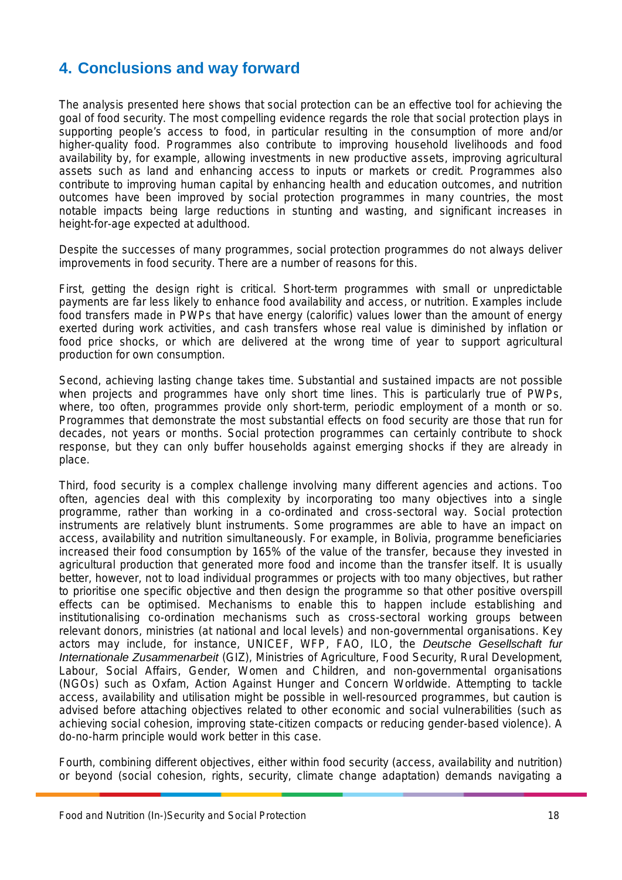## 4. Conclusions and way forward

The analysis presented here shows that social protection can be an effective tool for achieving the goal of food security. The most compelling evidence regards the role that social protection plays in supporting people's access to food, in particular resulting in the consumption of more and/or higher-quality food. Programmes also contribute to improving household livelihoods and food availability by, for example, allowing investments in new productive assets, improving agricultural assets such as land and enhancing access to inputs or markets or credit. Programmes also contribute to improving human capital by enhancing health and education outcomes, and nutrition outcomes have been improved by social protection programmes in many countries, the most notable impacts being large reductions in stunting and wasting, and significant increases in height-for-age expected at adulthood.

Despite the successes of many programmes, social protection programmes do not always deliver improvements in food security. There are a number of reasons for this.

First, getting the design right is critical. Short-term programmes with small or unpredictable payments are far less likely to enhance food availability and access, or nutrition. Examples include food transfers made in PWPs that have energy (calorific) values lower than the amount of energy exerted during work activities, and cash transfers whose real value is diminished by inflation or food price shocks, or which are delivered at the wrong time of year to support agricultural production for own consumption.

Second, achieving lasting change takes time. Substantial and sustained impacts are not possible when projects and programmes have only short time lines. This is particularly true of PWPs, where, too often, programmes provide only short-term, periodic employment of a month or so. Programmes that demonstrate the most substantial effects on food security are those that run for decades, not years or months. Social protection programmes can certainly contribute to shock response, but they can only buffer households against emerging shocks if they are already in place.

Third, food security is a complex challenge involving many different agencies and actions. Too often, agencies deal with this complexity by incorporating too many objectives into a single programme, rather than working in a co-ordinated and cross-sectoral way. Social protection instruments are relatively blunt instruments. Some programmes are able to have an impact on access, availability and nutrition simultaneously. For example, in Bolivia, programme beneficiaries increased their food consumption by 165% of the value of the transfer, because they invested in agricultural production that generated more food and income than the transfer itself. It is usually better, however, not to load individual programmes or projects with too many objectives, but rather to prioritise one specific objective and then design the programme so that other positive overspill effects can be optimised. Mechanisms to enable this to happen include establishing and institutionalising co-ordination mechanisms such as cross-sectoral working groups between relevant donors, ministries (at national and local levels) and non-governmental organisations. Key actors may include, for instance, UNICEF, WFP, FAO, ILO, the *Deutsche Gesellschaft fur Internationale Zusammenarbeit* (GIZ), Ministries of Agriculture, Food Security, Rural Development, Labour, Social Affairs, Gender, Women and Children, and non-governmental organisations (NGOs) such as Oxfam, Action Against Hunger and Concern Worldwide. Attempting to tackle access, availability and utilisation might be possible in well-resourced programmes, but caution is advised before attaching objectives related to other economic and social vulnerabilities (such as achieving social cohesion, improving state-citizen compacts or reducing gender-based violence). A do-no-harm principle would work better in this case.

Fourth, combining different objectives, either within food security (access, availability and nutrition) or beyond (social cohesion, rights, security, climate change adaptation) demands navigating a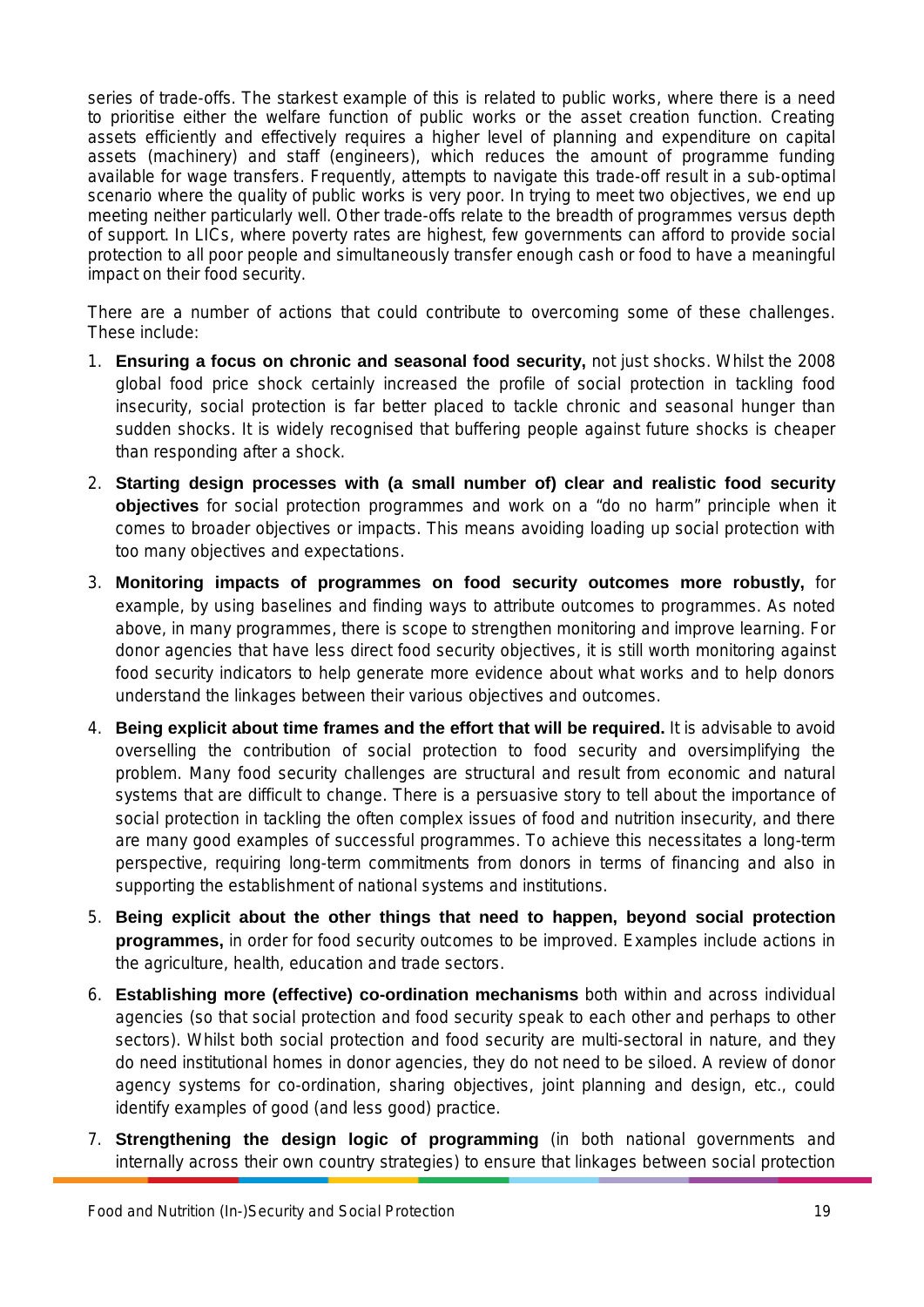series of trade-offs. The starkest example of this is related to public works, where there is a need to prioritise either the welfare function of public works or the asset creation function. Creating assets efficiently and effectively requires a higher level of planning and expenditure on capital assets (machinery) and staff (engineers), which reduces the amount of programme funding available for wage transfers. Frequently, attempts to navigate this trade-off result in a sub-optimal scenario where the quality of public works is very poor. In trying to meet two objectives, we end up meeting neither particularly well. Other trade-offs relate to the breadth of programmes versus depth of support. In LICs, where poverty rates are highest, few governments can afford to provide social protection to all poor people and simultaneously transfer enough cash or food to have a meaningful impact on their food security.

There are a number of actions that could contribute to overcoming some of these challenges. These include:

1. **Ensuring a focus on chronic and seasonal food security,** not just shocks. Whilst the 2008 global food price shock certainly increased the profile of social protection in tackling food insecurity, social protection is far better placed to tackle chronic and seasonal hunger than sudden shocks. It is widely recognised that buffering people against future shocks is cheaper than responding after a shock.
2. **Starting design processes with (a small number of) clear and realistic food security objectives** for social protection programmes and work on a "do no harm" principle when it comes to broader objectives or impacts. This means avoiding loading up social protection with too many objectives and expectations.
3. **Monitoring impacts of programmes on food security outcomes more robustly,** for example, by using baselines and finding ways to attribute outcomes to programmes. As noted above, in many programmes, there is scope to strengthen monitoring and improve learning. For donor agencies that have less direct food security objectives, it is still worth monitoring against food security indicators to help generate more evidence about what works and to help donors understand the linkages between their various objectives and outcomes.
4. **Being explicit about time frames and the effort that will be required.** It is advisable to avoid overselling the contribution of social protection to food security and oversimplifying the problem. Many food security challenges are structural and result from economic and natural systems that are difficult to change. There is a persuasive story to tell about the importance of social protection in tackling the often complex issues of food and nutrition insecurity, and there are many good examples of successful programmes. To achieve this necessitates a long-term perspective, requiring long-term commitments from donors in terms of financing and also in supporting the establishment of national systems and institutions.
5. **Being explicit about the other things that need to happen, beyond social protection programmes,** in order for food security outcomes to be improved. Examples include actions in the agriculture, health, education and trade sectors.
6. **Establishing more (effective) co-ordination mechanisms** both within and across individual agencies (so that social protection and food security speak to each other and perhaps to other sectors). Whilst both social protection and food security are multi-sectoral in nature, and they do need institutional homes in donor agencies, they do not need to be siloed. A review of donor agency systems for co-ordination, sharing objectives, joint planning and design, etc., could identify examples of good (and less good) practice.
7. **Strengthening the design logic of programming** (in both national governments and internally across their own country strategies) to ensure that linkages between social protection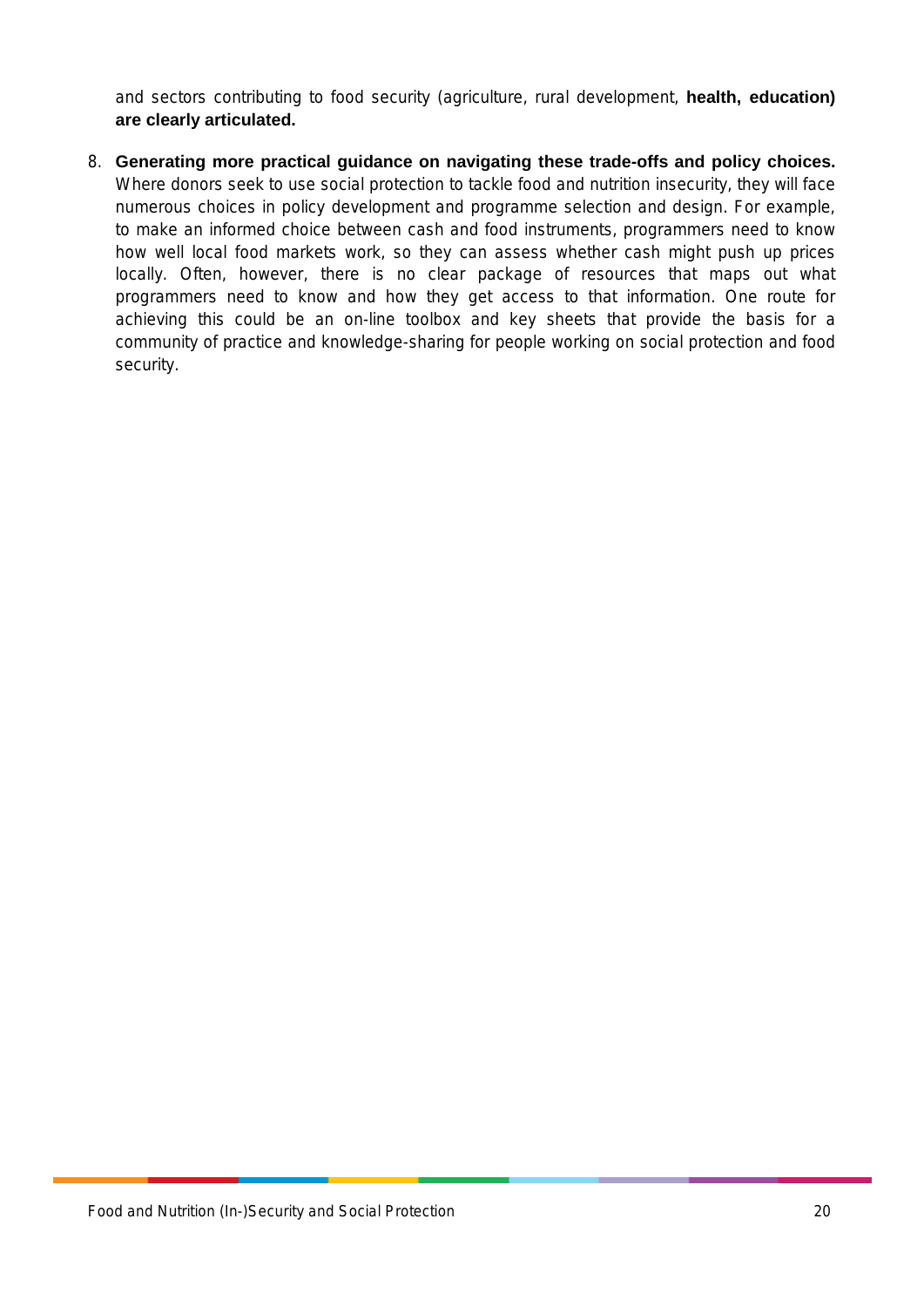and sectors contributing to food security (agriculture, rural development, **health, education) are clearly articulated.**

8. **Generating more practical guidance on navigating these trade-offs and policy choices.** Where donors seek to use social protection to tackle food and nutrition insecurity, they will face numerous choices in policy development and programme selection and design. For example, to make an informed choice between cash and food instruments, programmers need to know how well local food markets work, so they can assess whether cash might push up prices locally. Often, however, there is no clear package of resources that maps out what programmers need to know and how they get access to that information. One route for achieving this could be an on-line toolbox and key sheets that provide the basis for a community of practice and knowledge-sharing for people working on social protection and food security.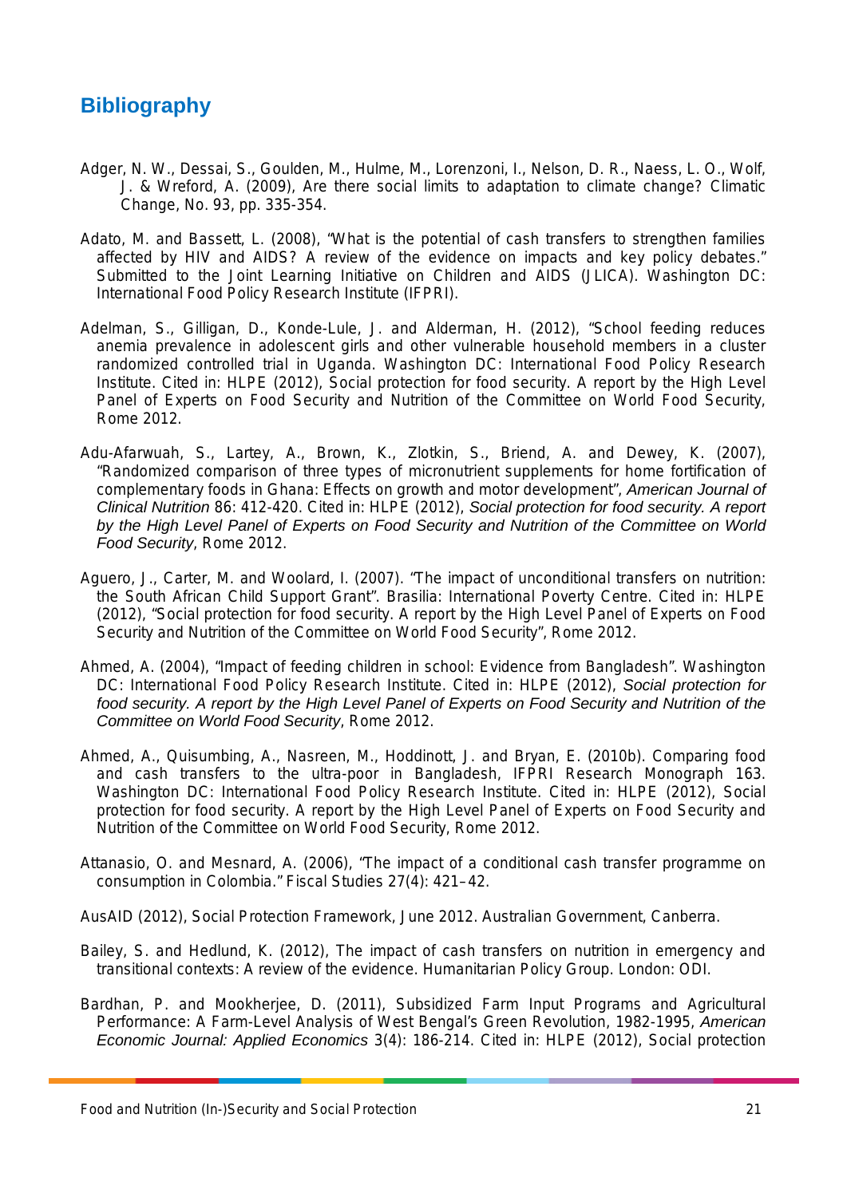## Bibliography

Adger, N. W., Dessai, S., Goulden, M., Hulme, M., Lorenzoni, I., Nelson, D. R., Naess, L. O., Wolf, J. & Wreford, A. (2009), Are there social limits to adaptation to climate change? Climatic Change, No. 93, pp. 335-354.

Adato, M. and Bassett, L. (2008), "What is the potential of cash transfers to strengthen families affected by HIV and AIDS? A review of the evidence on impacts and key policy debates." Submitted to the Joint Learning Initiative on Children and AIDS (JLICA). Washington DC: International Food Policy Research Institute (IFPRI).

Adelman, S., Gilligan, D., Konde-Lule, J. and Alderman, H. (2012), "School feeding reduces anemia prevalence in adolescent girls and other vulnerable household members in a cluster randomized controlled trial in Uganda. Washington DC: International Food Policy Research Institute. Cited in: HLPE (2012), Social protection for food security. A report by the High Level Panel of Experts on Food Security and Nutrition of the Committee on World Food Security, Rome 2012.

Adu-Afarwuah, S., Lartey, A., Brown, K., Zlotkin, S., Briend, A. and Dewey, K. (2007), "Randomized comparison of three types of micronutrient supplements for home fortification of complementary foods in Ghana: Effects on growth and motor development", *American Journal of Clinical Nutrition* 86: 412-420. Cited in: HLPE (2012), *Social protection for food security. A report by the High Level Panel of Experts on Food Security and Nutrition of the Committee on World Food Security*, Rome 2012.

Aguero, J., Carter, M. and Woolard, I. (2007). "The impact of unconditional transfers on nutrition: the South African Child Support Grant". Brasilia: International Poverty Centre. Cited in: HLPE (2012), "Social protection for food security. A report by the High Level Panel of Experts on Food Security and Nutrition of the Committee on World Food Security", Rome 2012.

Ahmed, A. (2004), "Impact of feeding children in school: Evidence from Bangladesh". Washington DC: International Food Policy Research Institute. Cited in: HLPE (2012), *Social protection for food security. A report by the High Level Panel of Experts on Food Security and Nutrition of the Committee on World Food Security*, Rome 2012.

Ahmed, A., Quisumbing, A., Nasreen, M., Hoddinott, J. and Bryan, E. (2010b). Comparing food and cash transfers to the ultra-poor in Bangladesh, IFPRI Research Monograph 163. Washington DC: International Food Policy Research Institute. Cited in: HLPE (2012), Social protection for food security. A report by the High Level Panel of Experts on Food Security and Nutrition of the Committee on World Food Security, Rome 2012.

Attanasio, O. and Mesnard, A. (2006), "The impact of a conditional cash transfer programme on consumption in Colombia." Fiscal Studies 27(4): 421–42.

AusAID (2012), Social Protection Framework, June 2012. Australian Government, Canberra.

Bailey, S. and Hedlund, K. (2012), The impact of cash transfers on nutrition in emergency and transitional contexts: A review of the evidence. Humanitarian Policy Group. London: ODI.

Bardhan, P. and Mookherjee, D. (2011), Subsidized Farm Input Programs and Agricultural Performance: A Farm-Level Analysis of West Bengal's Green Revolution, 1982-1995, *American Economic Journal: Applied Economics* 3(4): 186-214. Cited in: HLPE (2012), Social protection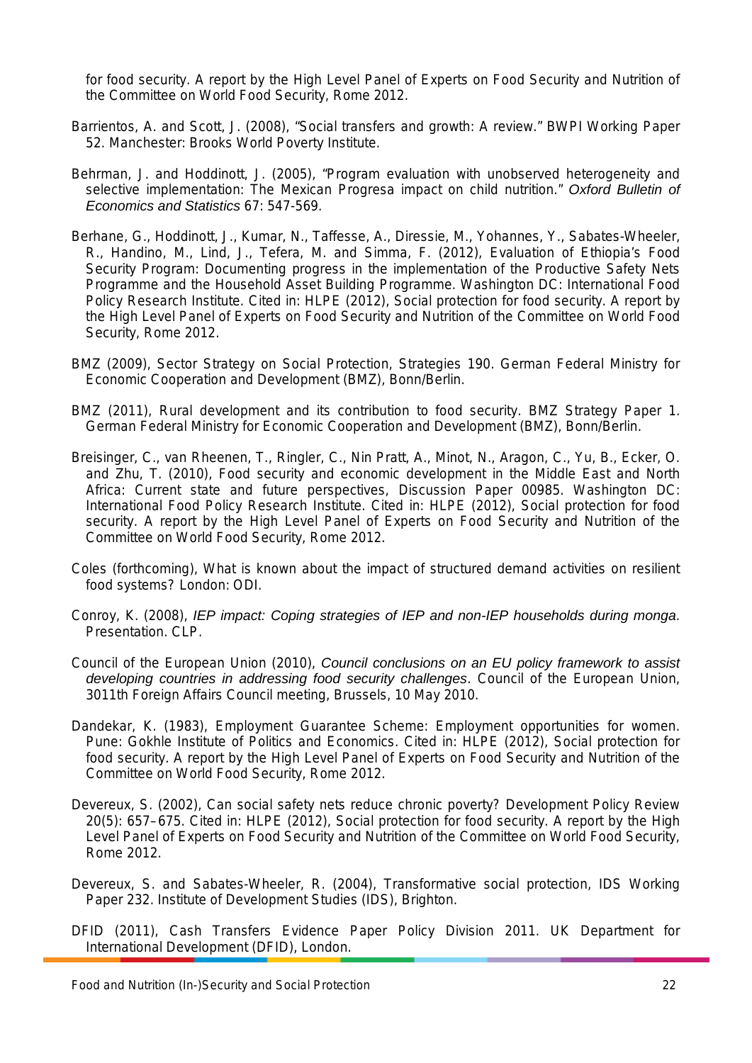for food security. A report by the High Level Panel of Experts on Food Security and Nutrition of the Committee on World Food Security, Rome 2012.

Barrientos, A. and Scott, J. (2008), "Social transfers and growth: A review." BWPI Working Paper 52. Manchester: Brooks World Poverty Institute.

Behrman, J. and Hoddinott, J. (2005), "Program evaluation with unobserved heterogeneity and selective implementation: The Mexican Progresa impact on child nutrition." *Oxford Bulletin of Economics and Statistics* 67: 547-569.

Berhane, G., Hoddinott, J., Kumar, N., Taffesse, A., Diressie, M., Yohannes, Y., Sabates-Wheeler, R., Handino, M., Lind, J., Tefera, M. and Simma, F. (2012), Evaluation of Ethiopia's Food Security Program: Documenting progress in the implementation of the Productive Safety Nets Programme and the Household Asset Building Programme. Washington DC: International Food Policy Research Institute. Cited in: HLPE (2012), Social protection for food security. A report by the High Level Panel of Experts on Food Security and Nutrition of the Committee on World Food Security, Rome 2012.

BMZ (2009), Sector Strategy on Social Protection, Strategies 190. German Federal Ministry for Economic Cooperation and Development (BMZ), Bonn/Berlin.

BMZ (2011), Rural development and its contribution to food security. BMZ Strategy Paper 1. German Federal Ministry for Economic Cooperation and Development (BMZ), Bonn/Berlin.

Breisinger, C., van Rheenen, T., Ringler, C., Nin Pratt, A., Minot, N., Aragon, C., Yu, B., Ecker, O. and Zhu, T. (2010), Food security and economic development in the Middle East and North Africa: Current state and future perspectives, Discussion Paper 00985. Washington DC: International Food Policy Research Institute. Cited in: HLPE (2012), Social protection for food security. A report by the High Level Panel of Experts on Food Security and Nutrition of the Committee on World Food Security, Rome 2012.

Coles (forthcoming), What is known about the impact of structured demand activities on resilient food systems? London: ODI.

Conroy, K. (2008), *IEP impact: Coping strategies of IEP and non-IEP households during monga*. Presentation. CLP.

Council of the European Union (2010), *Council conclusions on an EU policy framework to assist developing countries in addressing food security challenges*. Council of the European Union, 3011th Foreign Affairs Council meeting, Brussels, 10 May 2010.

Dandekar, K. (1983), Employment Guarantee Scheme: Employment opportunities for women. Pune: Gokhle Institute of Politics and Economics. Cited in: HLPE (2012), Social protection for food security. A report by the High Level Panel of Experts on Food Security and Nutrition of the Committee on World Food Security, Rome 2012.

Devereux, S. (2002), Can social safety nets reduce chronic poverty? Development Policy Review 20(5): 657–675. Cited in: HLPE (2012), Social protection for food security. A report by the High Level Panel of Experts on Food Security and Nutrition of the Committee on World Food Security, Rome 2012.

Devereux, S. and Sabates-Wheeler, R. (2004), Transformative social protection, IDS Working Paper 232. Institute of Development Studies (IDS), Brighton.

DFID (2011), Cash Transfers Evidence Paper Policy Division 2011. UK Department for International Development (DFID), London.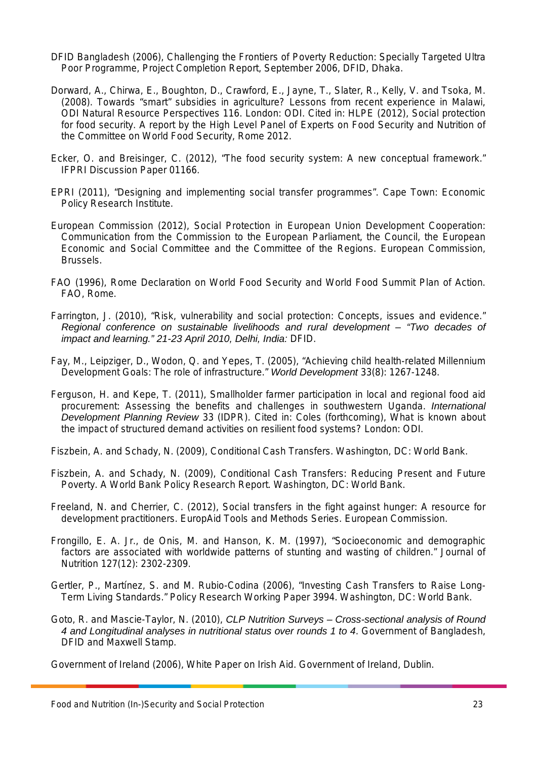DFID Bangladesh (2006), Challenging the Frontiers of Poverty Reduction: Specially Targeted Ultra Poor Programme, Project Completion Report, September 2006, DFID, Dhaka.

Dorward, A., Chirwa, E., Boughton, D., Crawford, E., Jayne, T., Slater, R., Kelly, V. and Tsoka, M. (2008). Towards "smart" subsidies in agriculture? Lessons from recent experience in Malawi, ODI Natural Resource Perspectives 116. London: ODI. Cited in: HLPE (2012), Social protection for food security. A report by the High Level Panel of Experts on Food Security and Nutrition of the Committee on World Food Security, Rome 2012.

Ecker, O. and Breisinger, C. (2012), "The food security system: A new conceptual framework." IFPRI Discussion Paper 01166.

EPRI (2011), "Designing and implementing social transfer programmes". Cape Town: Economic Policy Research Institute.

European Commission (2012), Social Protection in European Union Development Cooperation: Communication from the Commission to the European Parliament, the Council, the European Economic and Social Committee and the Committee of the Regions. European Commission, Brussels.

FAO (1996), Rome Declaration on World Food Security and World Food Summit Plan of Action. FAO, Rome.

Farrington, J. (2010), "Risk, vulnerability and social protection: Concepts, issues and evidence." *Regional conference on sustainable livelihoods and rural development – "Two decades of impact and learning." 21-23 April 2010, Delhi, India:* DFID.

Fay, M., Leipziger, D., Wodon, Q. and Yepes, T. (2005), "Achieving child health-related Millennium Development Goals: The role of infrastructure." *World Development* 33(8): 1267-1248.

Ferguson, H. and Kepe, T. (2011), Smallholder farmer participation in local and regional food aid procurement: Assessing the benefits and challenges in southwestern Uganda. *International Development Planning Review* 33 (IDPR). Cited in: Coles (forthcoming), What is known about the impact of structured demand activities on resilient food systems? London: ODI.

Fiszbein, A. and Schady, N. (2009), Conditional Cash Transfers. Washington, DC: World Bank.

Fiszbein, A. and Schady, N. (2009), Conditional Cash Transfers: Reducing Present and Future Poverty. A World Bank Policy Research Report. Washington, DC: World Bank.

Freeland, N. and Cherrier, C. (2012), Social transfers in the fight against hunger: A resource for development practitioners. EuropAid Tools and Methods Series. European Commission.

Frongillo, E. A. Jr., de Onis, M. and Hanson, K. M. (1997), "Socioeconomic and demographic factors are associated with worldwide patterns of stunting and wasting of children." Journal of Nutrition 127(12): 2302-2309.

Gertler, P., Martínez, S. and M. Rubio-Codina (2006), "Investing Cash Transfers to Raise Long-Term Living Standards." Policy Research Working Paper 3994. Washington, DC: World Bank.

Goto, R. and Mascie-Taylor, N. (2010), *CLP Nutrition Surveys – Cross-sectional analysis of Round 4 and Longitudinal analyses in nutritional status over rounds 1 to 4*. Government of Bangladesh, DFID and Maxwell Stamp.

Government of Ireland (2006), White Paper on Irish Aid. Government of Ireland, Dublin.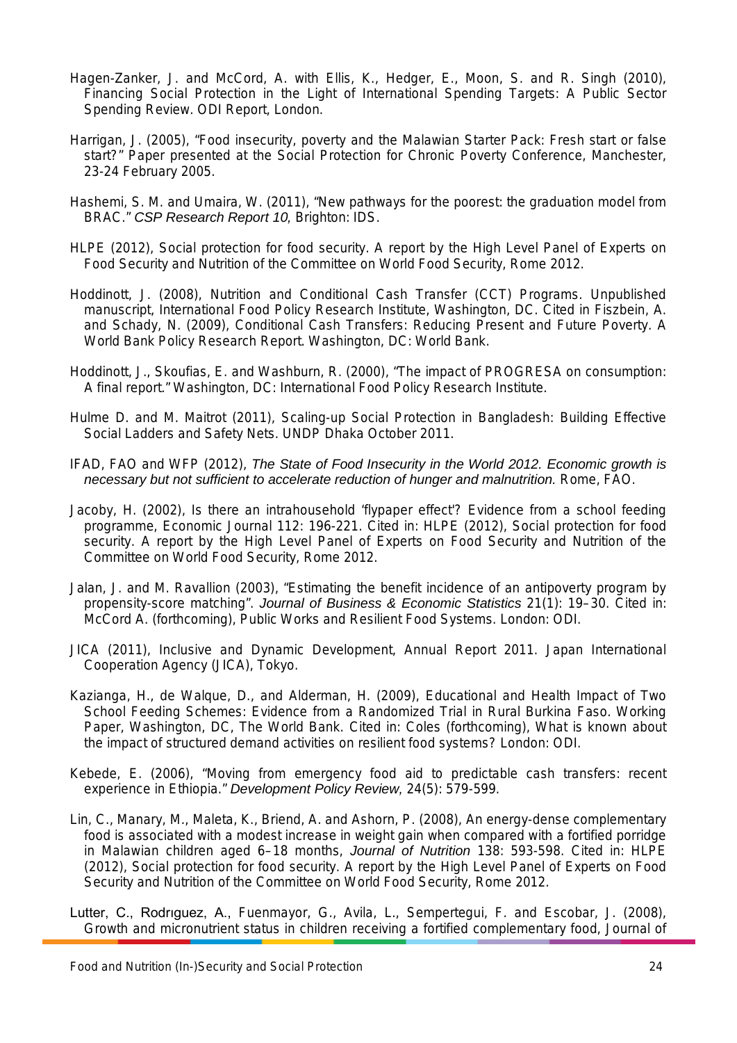Hagen-Zanker, J. and McCord, A. with Ellis, K., Hedger, E., Moon, S. and R. Singh (2010), Financing Social Protection in the Light of International Spending Targets: A Public Sector Spending Review. ODI Report, London.

Harrigan, J. (2005), "Food insecurity, poverty and the Malawian Starter Pack: Fresh start or false start?" Paper presented at the Social Protection for Chronic Poverty Conference, Manchester, 23-24 February 2005.

Hashemi, S. M. and Umaira, W. (2011), "New pathways for the poorest: the graduation model from BRAC." *CSP Research Report 10*, Brighton: IDS.

HLPE (2012), Social protection for food security. A report by the High Level Panel of Experts on Food Security and Nutrition of the Committee on World Food Security, Rome 2012.

Hoddinott, J. (2008), Nutrition and Conditional Cash Transfer (CCT) Programs. Unpublished manuscript, International Food Policy Research Institute, Washington, DC. Cited in Fiszbein, A. and Schady, N. (2009), Conditional Cash Transfers: Reducing Present and Future Poverty. A World Bank Policy Research Report. Washington, DC: World Bank.

Hoddinott, J., Skoufias, E. and Washburn, R. (2000), "The impact of PROGRESA on consumption: A final report." Washington, DC: International Food Policy Research Institute.

Hulme D. and M. Maitrot (2011), Scaling-up Social Protection in Bangladesh: Building Effective Social Ladders and Safety Nets. UNDP Dhaka October 2011.

IFAD, FAO and WFP (2012), *The State of Food Insecurity in the World 2012. Economic growth is necessary but not sufficient to accelerate reduction of hunger and malnutrition.* Rome, FAO.

Jacoby, H. (2002), Is there an intrahousehold 'flypaper effect'? Evidence from a school feeding programme, Economic Journal 112: 196-221. Cited in: HLPE (2012), Social protection for food security. A report by the High Level Panel of Experts on Food Security and Nutrition of the Committee on World Food Security, Rome 2012.

Jalan, J. and M. Ravallion (2003), "Estimating the benefit incidence of an antipoverty program by propensity-score matching". *Journal of Business & Economic Statistics* 21(1): 19–30. Cited in: McCord A. (forthcoming), Public Works and Resilient Food Systems. London: ODI.

JICA (2011), Inclusive and Dynamic Development, Annual Report 2011. Japan International Cooperation Agency (JICA), Tokyo.

Kazianga, H., de Walque, D., and Alderman, H. (2009), Educational and Health Impact of Two School Feeding Schemes: Evidence from a Randomized Trial in Rural Burkina Faso. Working Paper, Washington, DC, The World Bank. Cited in: Coles (forthcoming), What is known about the impact of structured demand activities on resilient food systems? London: ODI.

Kebede, E. (2006), "Moving from emergency food aid to predictable cash transfers: recent experience in Ethiopia." *Development Policy Review*, 24(5): 579-599.

Lin, C., Manary, M., Maleta, K., Briend, A. and Ashorn, P. (2008), An energy-dense complementary food is associated with a modest increase in weight gain when compared with a fortified porridge in Malawian children aged 6–18 months, *Journal of Nutrition* 138: 593-598. Cited in: HLPE (2012), Social protection for food security. A report by the High Level Panel of Experts on Food Security and Nutrition of the Committee on World Food Security, Rome 2012.

Lutter, C., Rodrıguez, A., Fuenmayor, G., Avila, L., Sempertegui, F. and Escobar, J. (2008), Growth and micronutrient status in children receiving a fortified complementary food, Journal of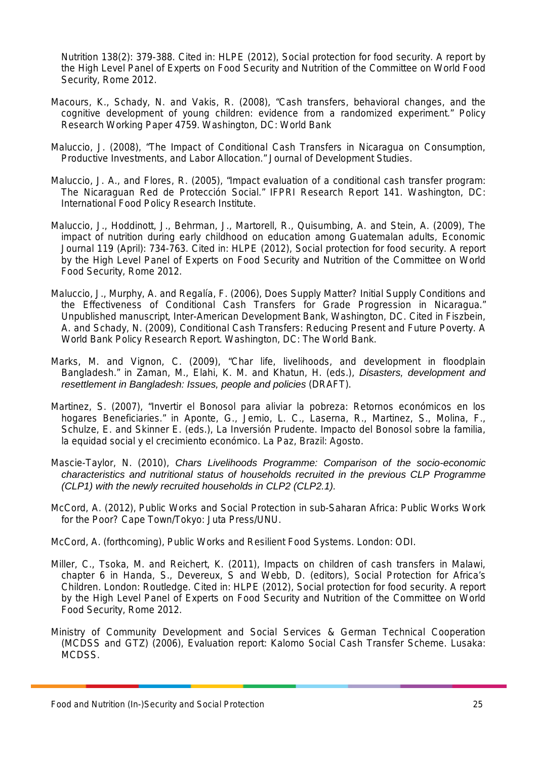Nutrition 138(2): 379-388. Cited in: HLPE (2012), Social protection for food security. A report by the High Level Panel of Experts on Food Security and Nutrition of the Committee on World Food Security, Rome 2012.

Macours, K., Schady, N. and Vakis, R. (2008), "Cash transfers, behavioral changes, and the cognitive development of young children: evidence from a randomized experiment." Policy Research Working Paper 4759. Washington, DC: World Bank

Maluccio, J. (2008), "The Impact of Conditional Cash Transfers in Nicaragua on Consumption, Productive Investments, and Labor Allocation." Journal of Development Studies.

Maluccio, J. A., and Flores, R. (2005), "Impact evaluation of a conditional cash transfer program: The Nicaraguan Red de Protección Social." IFPRI Research Report 141. Washington, DC: International Food Policy Research Institute.

Maluccio, J., Hoddinott, J., Behrman, J., Martorell, R., Quisumbing, A. and Stein, A. (2009), The impact of nutrition during early childhood on education among Guatemalan adults, Economic Journal 119 (April): 734-763. Cited in: HLPE (2012), Social protection for food security. A report by the High Level Panel of Experts on Food Security and Nutrition of the Committee on World Food Security, Rome 2012.

Maluccio, J., Murphy, A. and Regalía, F. (2006), Does Supply Matter? Initial Supply Conditions and the Effectiveness of Conditional Cash Transfers for Grade Progression in Nicaragua." Unpublished manuscript, Inter-American Development Bank, Washington, DC. Cited in Fiszbein, A. and Schady, N. (2009), Conditional Cash Transfers: Reducing Present and Future Poverty. A World Bank Policy Research Report. Washington, DC: The World Bank.

Marks, M. and Vignon, C. (2009), "Char life, livelihoods, and development in floodplain Bangladesh." in Zaman, M., Elahi, K. M. and Khatun, H. (eds.), *Disasters, development and resettlement in Bangladesh: Issues, people and policies* (DRAFT).

Martinez, S. (2007), "Invertir el Bonosol para aliviar la pobreza: Retornos económicos en los hogares Beneficiaries." in Aponte, G., Jemio, L. C., Laserna, R., Martinez, S., Molina, F., Schulze, E. and Skinner E. (eds.), La Inversión Prudente. Impacto del Bonosol sobre la familia, la equidad social y el crecimiento económico. La Paz, Brazil: Agosto.

Mascie-Taylor, N. (2010), *Chars Livelihoods Programme: Comparison of the socio-economic characteristics and nutritional status of households recruited in the previous CLP Programme (CLP1) with the newly recruited households in CLP2 (CLP2.1).*

McCord, A. (2012), Public Works and Social Protection in sub-Saharan Africa: Public Works Work for the Poor? Cape Town/Tokyo: Juta Press/UNU.

McCord, A. (forthcoming), Public Works and Resilient Food Systems. London: ODI.

Miller, C., Tsoka, M. and Reichert, K. (2011), Impacts on children of cash transfers in Malawi, chapter 6 in Handa, S., Devereux, S and Webb, D. (editors), Social Protection for Africa's Children. London: Routledge. Cited in: HLPE (2012), Social protection for food security. A report by the High Level Panel of Experts on Food Security and Nutrition of the Committee on World Food Security, Rome 2012.

Ministry of Community Development and Social Services & German Technical Cooperation (MCDSS and GTZ) (2006), Evaluation report: Kalomo Social Cash Transfer Scheme. Lusaka: MCDSS.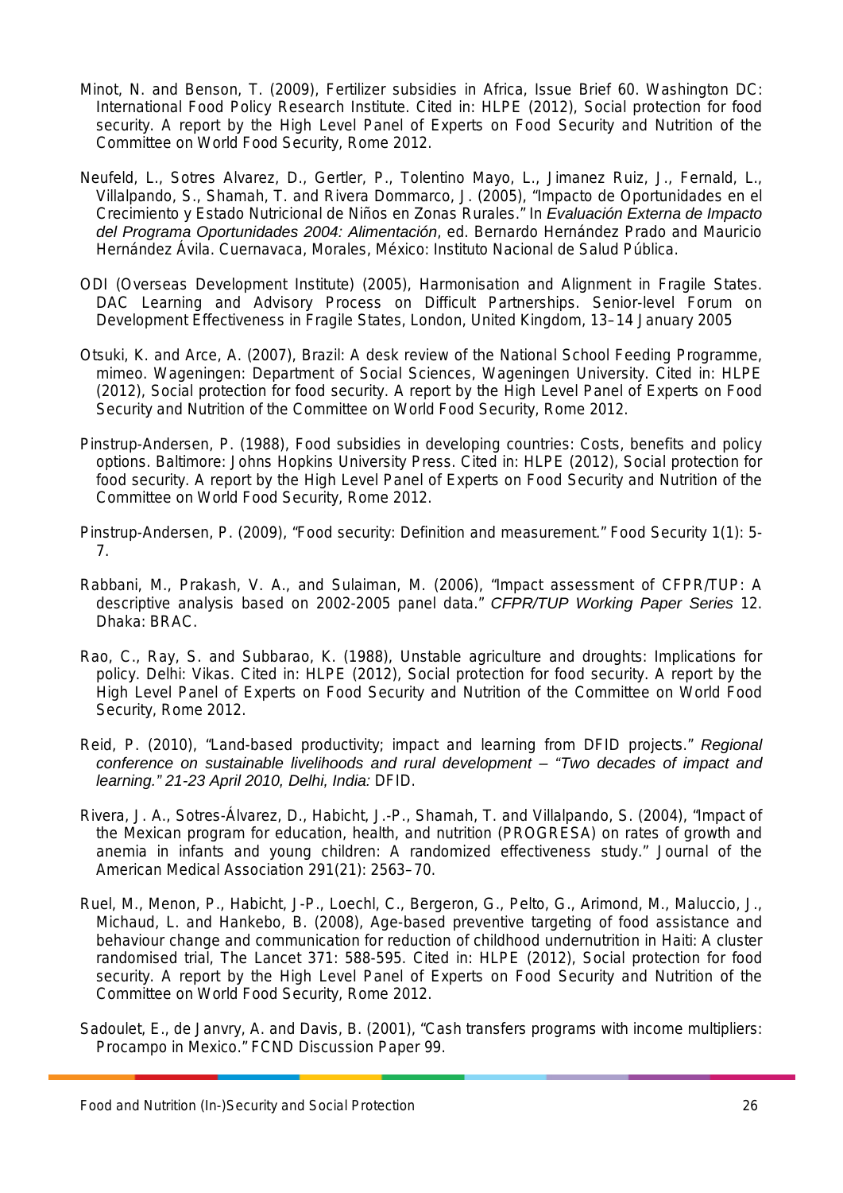Minot, N. and Benson, T. (2009), Fertilizer subsidies in Africa, Issue Brief 60. Washington DC: International Food Policy Research Institute. Cited in: HLPE (2012), Social protection for food security. A report by the High Level Panel of Experts on Food Security and Nutrition of the Committee on World Food Security, Rome 2012.

Neufeld, L., Sotres Alvarez, D., Gertler, P., Tolentino Mayo, L., Jimanez Ruiz, J., Fernald, L., Villalpando, S., Shamah, T. and Rivera Dommarco, J. (2005), "Impacto de Oportunidades en el Crecimiento y Estado Nutricional de Niños en Zonas Rurales." In *Evaluación Externa de Impacto del Programa Oportunidades 2004: Alimentación*, ed. Bernardo Hernández Prado and Mauricio Hernández Ávila. Cuernavaca, Morales, México: Instituto Nacional de Salud Pública.

ODI (Overseas Development Institute) (2005), Harmonisation and Alignment in Fragile States. DAC Learning and Advisory Process on Difficult Partnerships. Senior-level Forum on Development Effectiveness in Fragile States, London, United Kingdom, 13–14 January 2005

Otsuki, K. and Arce, A. (2007), Brazil: A desk review of the National School Feeding Programme, mimeo. Wageningen: Department of Social Sciences, Wageningen University. Cited in: HLPE (2012), Social protection for food security. A report by the High Level Panel of Experts on Food Security and Nutrition of the Committee on World Food Security, Rome 2012.

Pinstrup-Andersen, P. (1988), Food subsidies in developing countries: Costs, benefits and policy options. Baltimore: Johns Hopkins University Press. Cited in: HLPE (2012), Social protection for food security. A report by the High Level Panel of Experts on Food Security and Nutrition of the Committee on World Food Security, Rome 2012.

Pinstrup-Andersen, P. (2009), "Food security: Definition and measurement." Food Security 1(1): 5-7.

Rabbani, M., Prakash, V. A., and Sulaiman, M. (2006), "Impact assessment of CFPR/TUP: A descriptive analysis based on 2002-2005 panel data." *CFPR/TUP Working Paper Series* 12. Dhaka: BRAC.

Rao, C., Ray, S. and Subbarao, K. (1988), Unstable agriculture and droughts: Implications for policy. Delhi: Vikas. Cited in: HLPE (2012), Social protection for food security. A report by the High Level Panel of Experts on Food Security and Nutrition of the Committee on World Food Security, Rome 2012.

Reid, P. (2010), "Land-based productivity; impact and learning from DFID projects." *Regional conference on sustainable livelihoods and rural development – "Two decades of impact and learning." 21-23 April 2010, Delhi, India:* DFID.

Rivera, J. A., Sotres-Álvarez, D., Habicht, J.-P., Shamah, T. and Villalpando, S. (2004), "Impact of the Mexican program for education, health, and nutrition (PROGRESA) on rates of growth and anemia in infants and young children: A randomized effectiveness study." Journal of the American Medical Association 291(21): 2563–70.

Ruel, M., Menon, P., Habicht, J-P., Loechl, C., Bergeron, G., Pelto, G., Arimond, M., Maluccio, J., Michaud, L. and Hankebo, B. (2008), Age-based preventive targeting of food assistance and behaviour change and communication for reduction of childhood undernutrition in Haiti: A cluster randomised trial, The Lancet 371: 588-595. Cited in: HLPE (2012), Social protection for food security. A report by the High Level Panel of Experts on Food Security and Nutrition of the Committee on World Food Security, Rome 2012.

Sadoulet, E., de Janvry, A. and Davis, B. (2001), "Cash transfers programs with income multipliers: Procampo in Mexico." FCND Discussion Paper 99.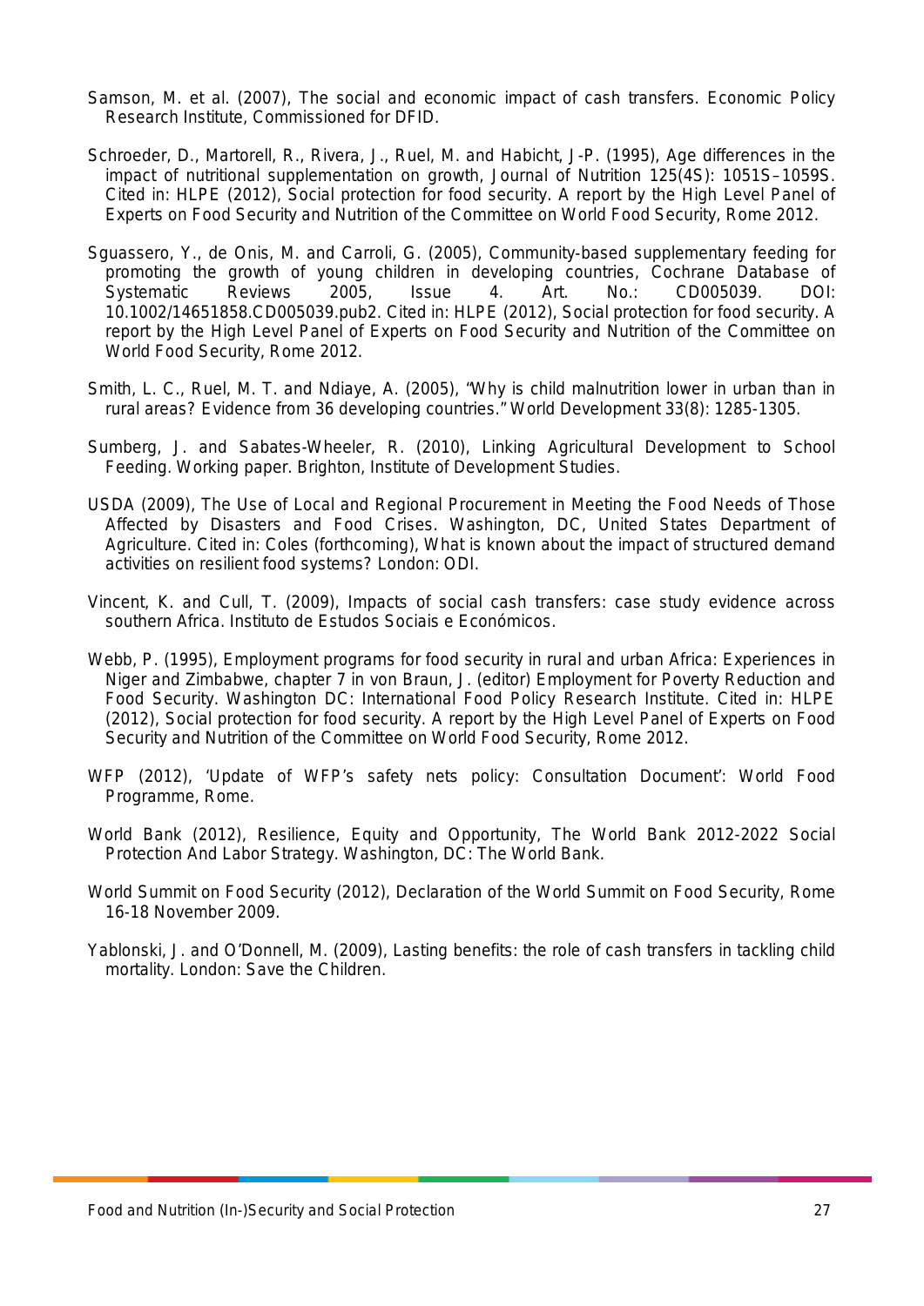Samson, M. et al. (2007), The social and economic impact of cash transfers. Economic Policy Research Institute, Commissioned for DFID.

Schroeder, D., Martorell, R., Rivera, J., Ruel, M. and Habicht, J-P. (1995), Age differences in the impact of nutritional supplementation on growth, Journal of Nutrition 125(4S): 1051S–1059S. Cited in: HLPE (2012), Social protection for food security. A report by the High Level Panel of Experts on Food Security and Nutrition of the Committee on World Food Security, Rome 2012.

Sguassero, Y., de Onis, M. and Carroli, G. (2005), Community-based supplementary feeding for promoting the growth of young children in developing countries, Cochrane Database of Systematic Reviews 2005, Issue 4. Art. No.: CD005039. DOI: 10.1002/14651858.CD005039.pub2. Cited in: HLPE (2012), Social protection for food security. A report by the High Level Panel of Experts on Food Security and Nutrition of the Committee on World Food Security, Rome 2012.

Smith, L. C., Ruel, M. T. and Ndiaye, A. (2005), "Why is child malnutrition lower in urban than in rural areas? Evidence from 36 developing countries." World Development 33(8): 1285-1305.

Sumberg, J. and Sabates-Wheeler, R. (2010), Linking Agricultural Development to School Feeding. Working paper. Brighton, Institute of Development Studies.

USDA (2009), The Use of Local and Regional Procurement in Meeting the Food Needs of Those Affected by Disasters and Food Crises. Washington, DC, United States Department of Agriculture. Cited in: Coles (forthcoming), What is known about the impact of structured demand activities on resilient food systems? London: ODI.

Vincent, K. and Cull, T. (2009), Impacts of social cash transfers: case study evidence across southern Africa. Instituto de Estudos Sociais e Económicos.

Webb, P. (1995), Employment programs for food security in rural and urban Africa: Experiences in Niger and Zimbabwe, chapter 7 in von Braun, J. (editor) Employment for Poverty Reduction and Food Security. Washington DC: International Food Policy Research Institute. Cited in: HLPE (2012), Social protection for food security. A report by the High Level Panel of Experts on Food Security and Nutrition of the Committee on World Food Security, Rome 2012.

WFP (2012), 'Update of WFP's safety nets policy: Consultation Document': World Food Programme, Rome.

World Bank (2012), Resilience, Equity and Opportunity, The World Bank 2012-2022 Social Protection And Labor Strategy. Washington, DC: The World Bank.

World Summit on Food Security (2012), Declaration of the World Summit on Food Security, Rome 16-18 November 2009.

Yablonski, J. and O'Donnell, M. (2009), Lasting benefits: the role of cash transfers in tackling child mortality. London: Save the Children.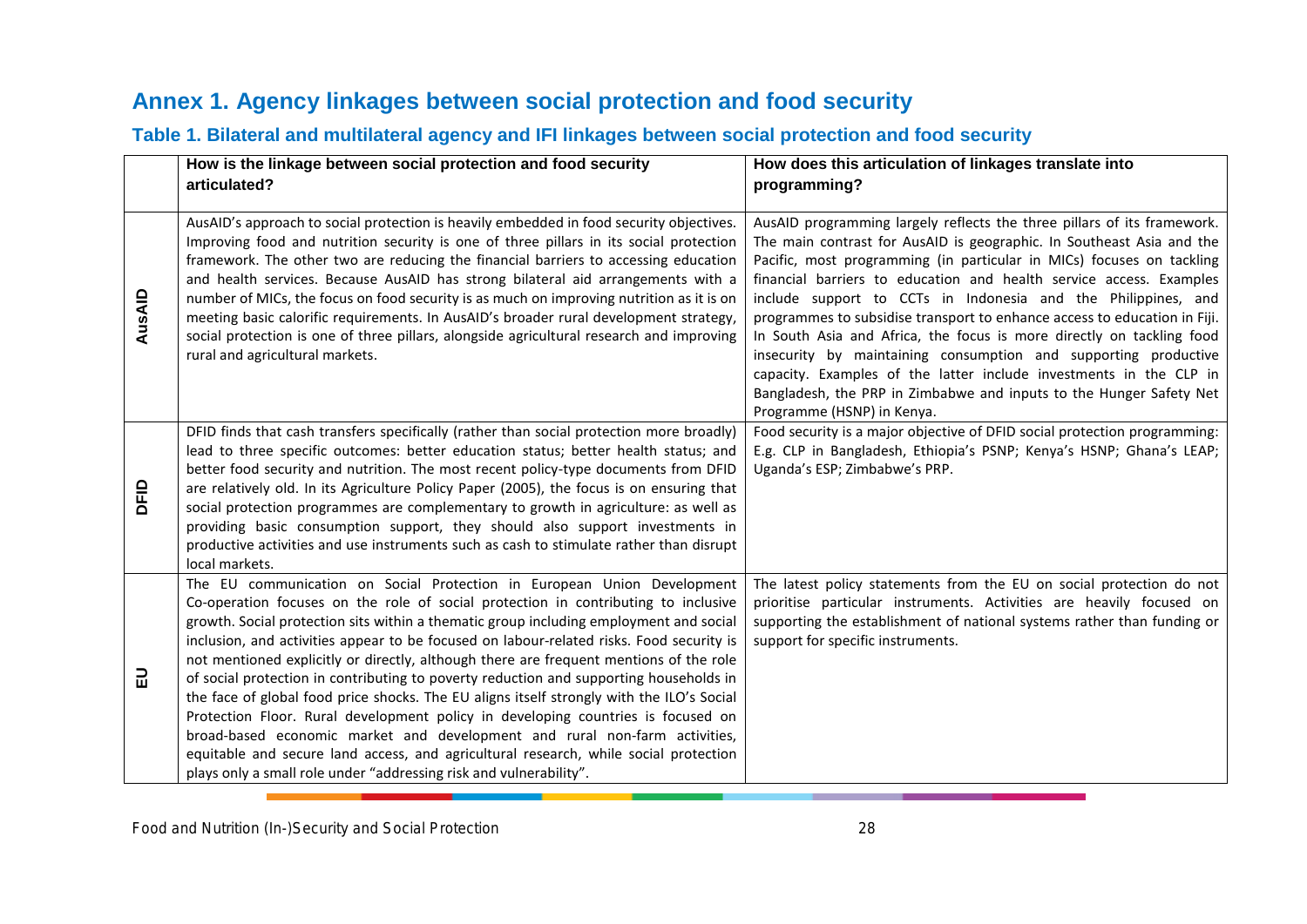# Annex 1. Agency linkages between social protection and food security

## Table 1. Bilateral and multilateral agency and IFI linkages between social protection and food security

| | How is the linkage between social protection and food security articulated? | How does this articulation of linkages translate into programming? |
|---|---|---|
| **AusAID** | AusAID's approach to social protection is heavily embedded in food security objectives. Improving food and nutrition security is one of three pillars in its social protection framework. The other two are reducing the financial barriers to accessing education and health services. Because AusAID has strong bilateral aid arrangements with a number of MICs, the focus on food security is as much on improving nutrition as it is on meeting basic calorific requirements. In AusAID's broader rural development strategy, social protection is one of three pillars, alongside agricultural research and improving rural and agricultural markets. | AusAID programming largely reflects the three pillars of its framework. The main contrast for AusAID is geographic. In Southeast Asia and the Pacific, most programming (in particular in MICs) focuses on tackling financial barriers to education and health service access. Examples include support to CCTs in Indonesia and the Philippines, and programmes to subsidise transport to enhance access to education in Fiji. In South Asia and Africa, the focus is more directly on tackling food insecurity by maintaining consumption and supporting productive capacity. Examples of the latter include investments in the CLP in Bangladesh, the PRP in Zimbabwe and inputs to the Hunger Safety Net Programme (HSNP) in Kenya. |
| **DFID** | DFID finds that cash transfers specifically (rather than social protection more broadly) lead to three specific outcomes: better education status; better health status; and better food security and nutrition. The most recent policy-type documents from DFID are relatively old. In its Agriculture Policy Paper (2005), the focus is on ensuring that social protection programmes are complementary to growth in agriculture: as well as providing basic consumption support, they should also support investments in productive activities and use instruments such as cash to stimulate rather than disrupt local markets. | Food security is a major objective of DFID social protection programming: E.g. CLP in Bangladesh, Ethiopia's PSNP; Kenya's HSNP; Ghana's LEAP; Uganda's ESP; Zimbabwe's PRP. |
| **EU** | The EU communication on Social Protection in European Union Development Co-operation focuses on the role of social protection in contributing to inclusive growth. Social protection sits within a thematic group including employment and social inclusion, and activities appear to be focused on labour-related risks. Food security is not mentioned explicitly or directly, although there are frequent mentions of the role of social protection in contributing to poverty reduction and supporting households in the face of global food price shocks. The EU aligns itself strongly with the ILO's Social Protection Floor. Rural development policy in developing countries is focused on broad-based economic market and development and rural non-farm activities, equitable and secure land access, and agricultural research, while social protection plays only a small role under "addressing risk and vulnerability". | The latest policy statements from the EU on social protection do not prioritise particular instruments. Activities are heavily focused on supporting the establishment of national systems rather than funding or support for specific instruments. |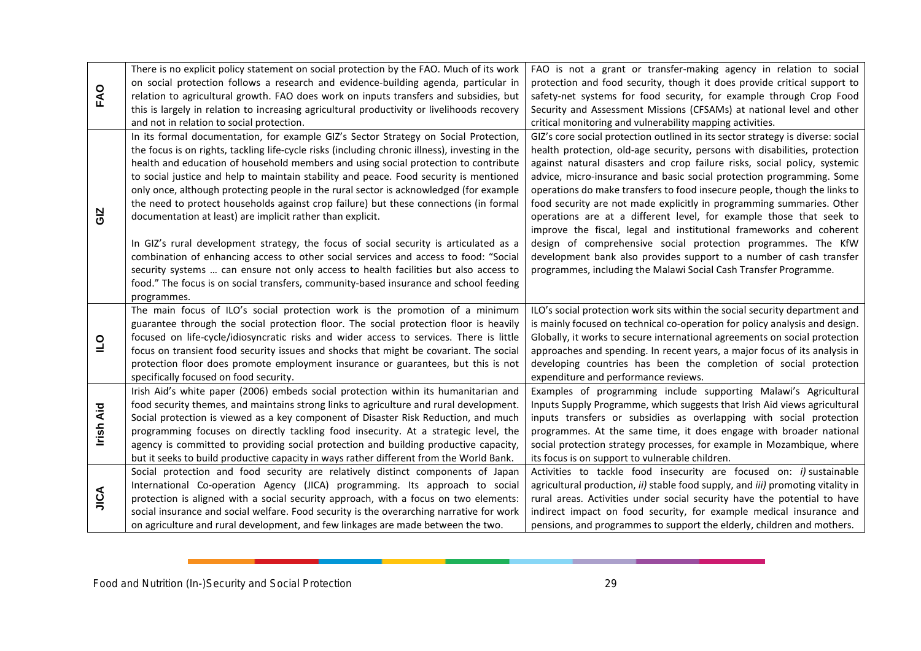| | | |
|---|---|---|
| **FAO** | There is no explicit policy statement on social protection by the FAO. Much of its work on social protection follows a research and evidence-building agenda, particular in relation to agricultural growth. FAO does work on inputs transfers and subsidies, but this is largely in relation to increasing agricultural productivity or livelihoods recovery and not in relation to social protection. | FAO is not a grant or transfer-making agency in relation to social protection and food security, though it does provide critical support to safety-net systems for food security, for example through Crop Food Security and Assessment Missions (CFSAMs) at national level and other critical monitoring and vulnerability mapping activities. |
| **GIZ** | In its formal documentation, for example GIZ's Sector Strategy on Social Protection, the focus is on rights, tackling life-cycle risks (including chronic illness), investing in the health and education of household members and using social protection to contribute to social justice and help to maintain stability and peace. Food security is mentioned only once, although protecting people in the rural sector is acknowledged (for example the need to protect households against crop failure) but these connections (in formal documentation at least) are implicit rather than explicit.<br><br>In GIZ's rural development strategy, the focus of social security is articulated as a combination of enhancing access to other social services and access to food: "Social security systems … can ensure not only access to health facilities but also access to food." The focus is on social transfers, community-based insurance and school feeding programmes. | GIZ's core social protection outlined in its sector strategy is diverse: social health protection, old-age security, persons with disabilities, protection against natural disasters and crop failure risks, social policy, systemic advice, micro-insurance and basic social protection programming. Some operations do make transfers to food insecure people, though the links to food security are not made explicitly in programming summaries. Other operations are at a different level, for example those that seek to improve the fiscal, legal and institutional frameworks and coherent design of comprehensive social protection programmes. The KfW development bank also provides support to a number of cash transfer programmes, including the Malawi Social Cash Transfer Programme. |
| **ILO** | The main focus of ILO's social protection work is the promotion of a minimum guarantee through the social protection floor. The social protection floor is heavily focused on life-cycle/idiosyncratic risks and wider access to services. There is little focus on transient food security issues and shocks that might be covariant. The social protection floor does promote employment insurance or guarantees, but this is not specifically focused on food security. | ILO's social protection work sits within the social security department and is mainly focused on technical co-operation for policy analysis and design. Globally, it works to secure international agreements on social protection approaches and spending. In recent years, a major focus of its analysis in developing countries has been the completion of social protection expenditure and performance reviews. |
| **Irish Aid** | Irish Aid's white paper (2006) embeds social protection within its humanitarian and food security themes, and maintains strong links to agriculture and rural development. Social protection is viewed as a key component of Disaster Risk Reduction, and much programming focuses on directly tackling food insecurity. At a strategic level, the agency is committed to providing social protection and building productive capacity, but it seeks to build productive capacity in ways rather different from the World Bank. | Examples of programming include supporting Malawi's Agricultural Inputs Supply Programme, which suggests that Irish Aid views agricultural inputs transfers or subsidies as overlapping with social protection programmes. At the same time, it does engage with broader national social protection strategy processes, for example in Mozambique, where its focus is on support to vulnerable children. |
| **JICA** | Social protection and food security are relatively distinct components of Japan International Co-operation Agency (JICA) programming. Its approach to social protection is aligned with a social security approach, with a focus on two elements: social insurance and social welfare. Food security is the overarching narrative for work on agriculture and rural development, and few linkages are made between the two. | Activities to tackle food insecurity are focused on: *i)* sustainable agricultural production, *ii)* stable food supply, and *iii)* promoting vitality in rural areas. Activities under social security have the potential to have indirect impact on food security, for example medical insurance and pensions, and programmes to support the elderly, children and mothers. |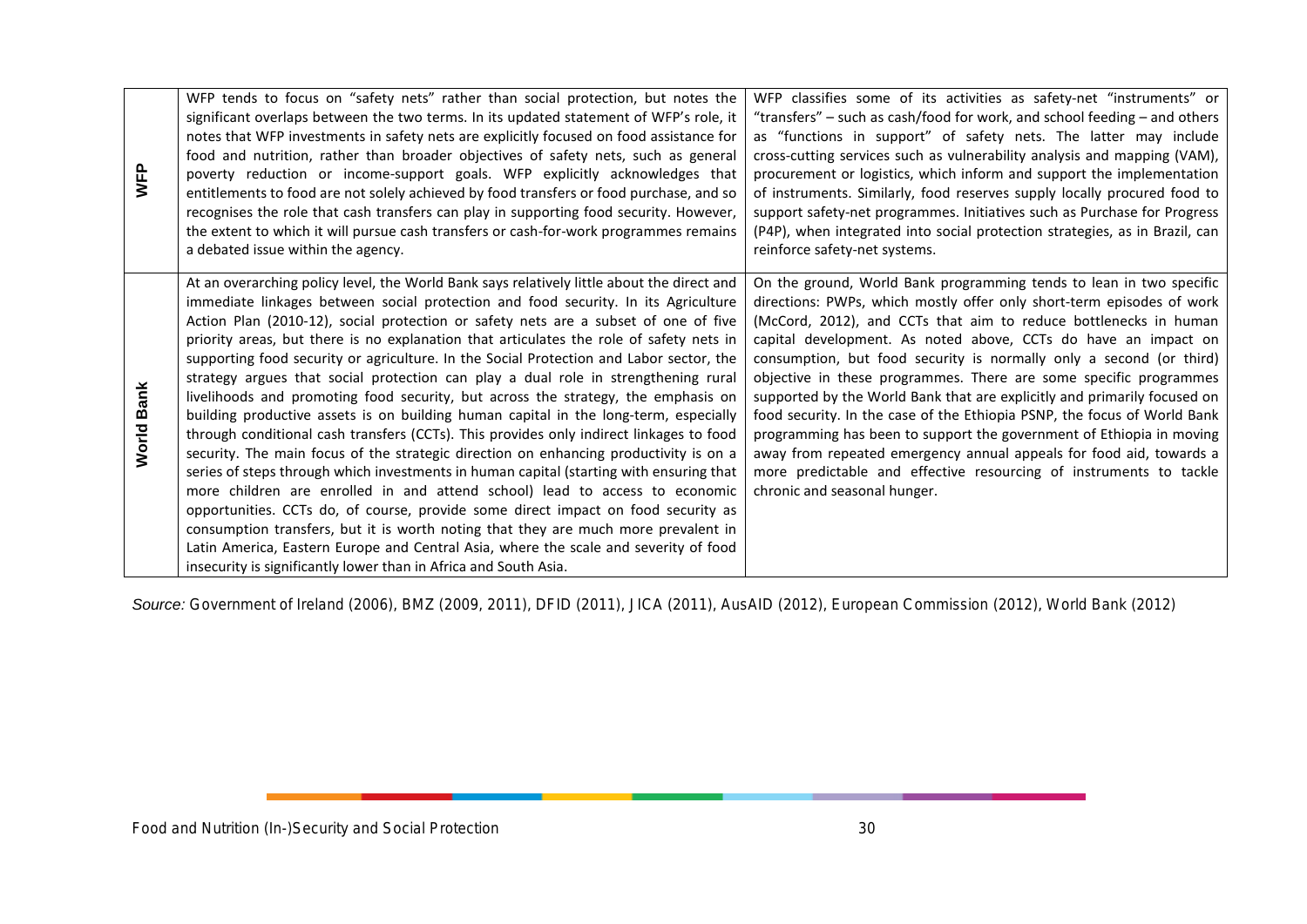| | | |
|---|---|---|
| **WFP** | WFP tends to focus on "safety nets" rather than social protection, but notes the significant overlaps between the two terms. In its updated statement of WFP's role, it notes that WFP investments in safety nets are explicitly focused on food assistance for food and nutrition, rather than broader objectives of safety nets, such as general poverty reduction or income-support goals. WFP explicitly acknowledges that entitlements to food are not solely achieved by food transfers or food purchase, and so recognises the role that cash transfers can play in supporting food security. However, the extent to which it will pursue cash transfers or cash-for-work programmes remains a debated issue within the agency. | WFP classifies some of its activities as safety-net "instruments" or "transfers" – such as cash/food for work, and school feeding – and others as "functions in support" of safety nets. The latter may include cross-cutting services such as vulnerability analysis and mapping (VAM), procurement or logistics, which inform and support the implementation of instruments. Similarly, food reserves supply locally procured food to support safety-net programmes. Initiatives such as Purchase for Progress (P4P), when integrated into social protection strategies, as in Brazil, can reinforce safety-net systems. |
| **World Bank** | At an overarching policy level, the World Bank says relatively little about the direct and immediate linkages between social protection and food security. In its Agriculture Action Plan (2010-12), social protection or safety nets are a subset of one of five priority areas, but there is no explanation that articulates the role of safety nets in supporting food security or agriculture. In the Social Protection and Labor sector, the strategy argues that social protection can play a dual role in strengthening rural livelihoods and promoting food security, but across the strategy, the emphasis on building productive assets is on building human capital in the long-term, especially through conditional cash transfers (CCTs). This provides only indirect linkages to food security. The main focus of the strategic direction on enhancing productivity is on a series of steps through which investments in human capital (starting with ensuring that more children are enrolled in and attend school) lead to access to economic opportunities. CCTs do, of course, provide some direct impact on food security as consumption transfers, but it is worth noting that they are much more prevalent in Latin America, Eastern Europe and Central Asia, where the scale and severity of food insecurity is significantly lower than in Africa and South Asia. | On the ground, World Bank programming tends to lean in two specific directions: PWPs, which mostly offer only short-term episodes of work (McCord, 2012), and CCTs that aim to reduce bottlenecks in human capital development. As noted above, CCTs do have an impact on consumption, but food security is normally only a second (or third) objective in these programmes. There are some specific programmes supported by the World Bank that are explicitly and primarily focused on food security. In the case of the Ethiopia PSNP, the focus of World Bank programming has been to support the government of Ethiopia in moving away from repeated emergency annual appeals for food aid, towards a more predictable and effective resourcing of instruments to tackle chronic and seasonal hunger. |

*Source:* Government of Ireland (2006), BMZ (2009, 2011), DFID (2011), JICA (2011), AusAID (2012), European Commission (2012), World Bank (2012)